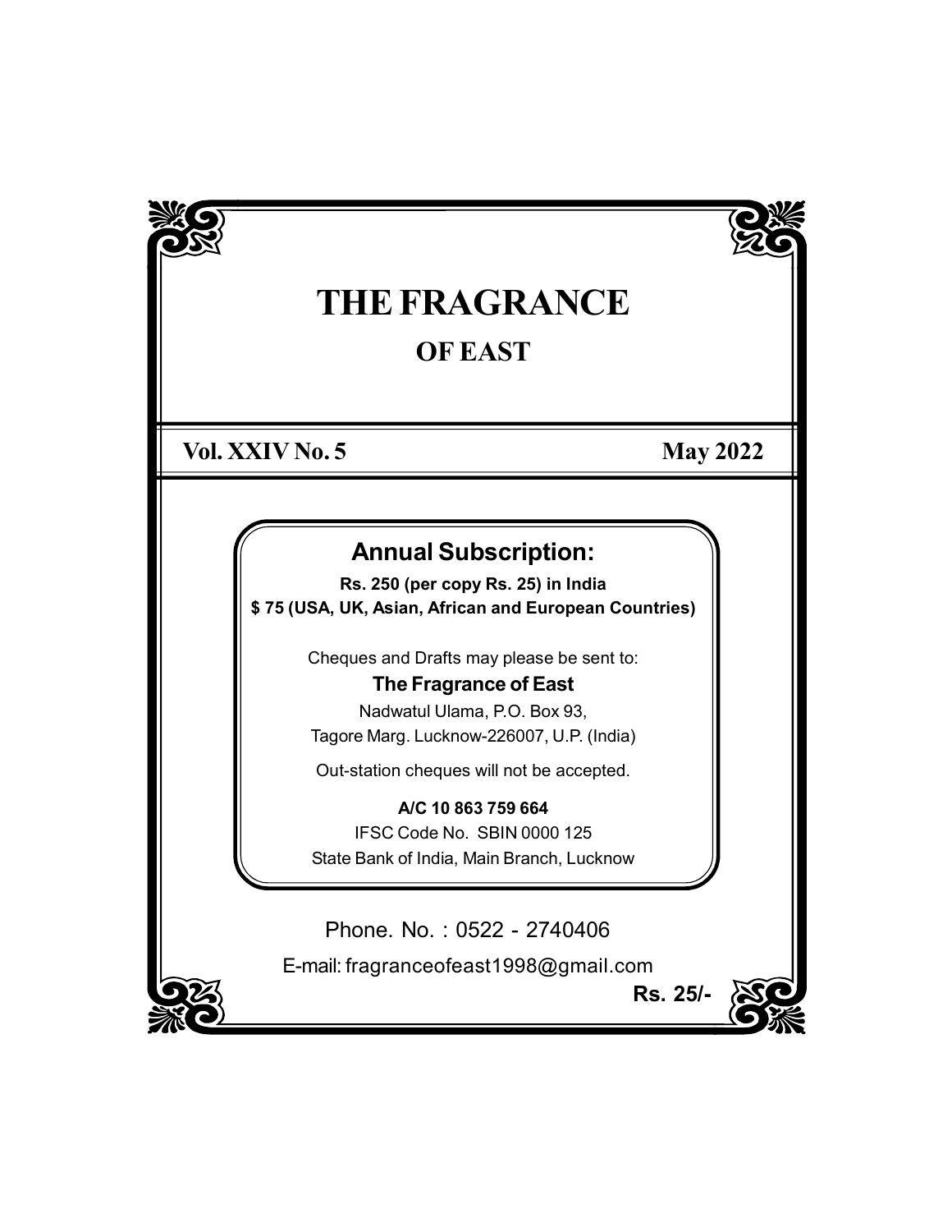# THE FRAGRANCE

## OF EAST

**Vol. XXIV No. 5** **May 2022**

### Annual Subscription:

**Rs. 250 (per copy Rs. 25) in India**
**$ 75 (USA, UK, Asian, African and European Countries)**

Cheques and Drafts may please be sent to:

**The Fragrance of East**
Nadwatul Ulama, P.O. Box 93,
Tagore Marg. Lucknow-226007, U.P. (India)

Out-station cheques will not be accepted.

**A/C 10 863 759 664**
IFSC Code No. SBIN 0000 125
State Bank of India, Main Branch, Lucknow

Phone. No. : 0522 - 2740406

E-mail: fragranceofeast1998@gmail.com

**Rs. 25/-**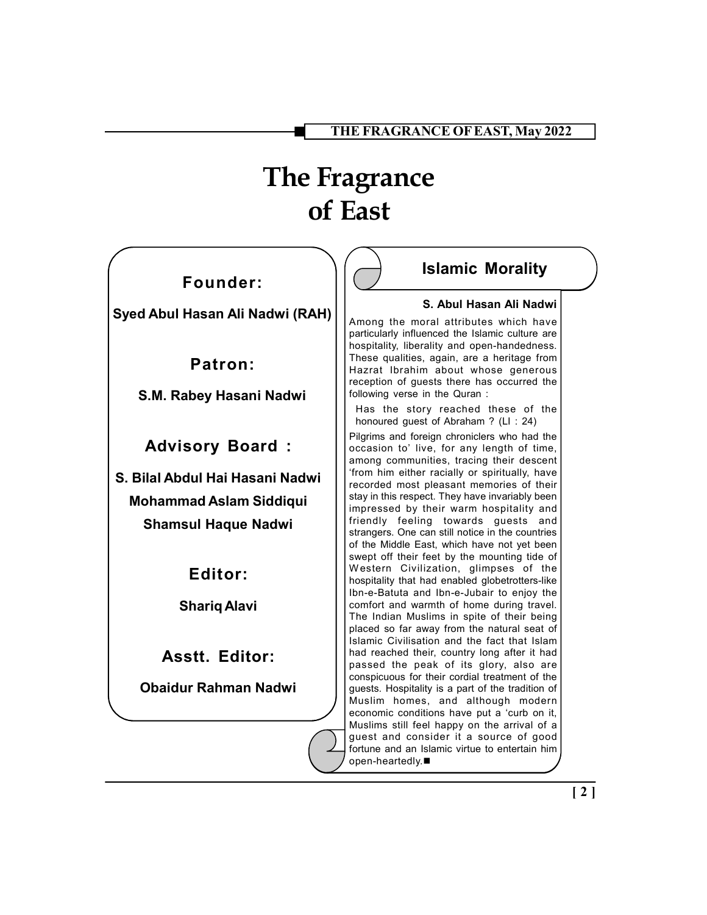# The Fragrance of East

**Founder:**

**Syed Abul Hasan Ali Nadwi (RAH)**

**Patron:**

**S.M. Rabey Hasani Nadwi**

**Advisory Board :**

**S. Bilal Abdul Hai Hasani Nadwi**

**Mohammad Aslam Siddiqui**

**Shamsul Haque Nadwi**

**Editor:**

**Shariq Alavi**

**Asstt. Editor:**

**Obaidur Rahman Nadwi**

## Islamic Morality

**S. Abul Hasan Ali Nadwi**

Among the moral attributes which have particularly influenced the Islamic culture are hospitality, liberality and open-handedness. These qualities, again, are a heritage from Hazrat Ibrahim about whose generous reception of guests there has occurred the following verse in the Quran :

> Has the story reached these of the honoured guest of Abraham ? (LI : 24)

Pilgrims and foreign chroniclers who had the occasion to' live, for any length of time, among communities, tracing their descent 'from him either racially or spiritually, have recorded most pleasant memories of their stay in this respect. They have invariably been impressed by their warm hospitality and friendly feeling towards guests and strangers. One can still notice in the countries of the Middle East, which have not yet been swept off their feet by the mounting tide of Western Civilization, glimpses of the hospitality that had enabled globetrotters-like Ibn-e-Batuta and Ibn-e-Jubair to enjoy the comfort and warmth of home during travel. The Indian Muslims in spite of their being placed so far away from the natural seat of Islamic Civilisation and the fact that Islam had reached their, country long after it had passed the peak of its glory, also are conspicuous for their cordial treatment of the guests. Hospitality is a part of the tradition of Muslim homes, and although modern economic conditions have put a 'curb on it, Muslims still feel happy on the arrival of a guest and consider it a source of good fortune and an Islamic virtue to entertain him open-heartedly.■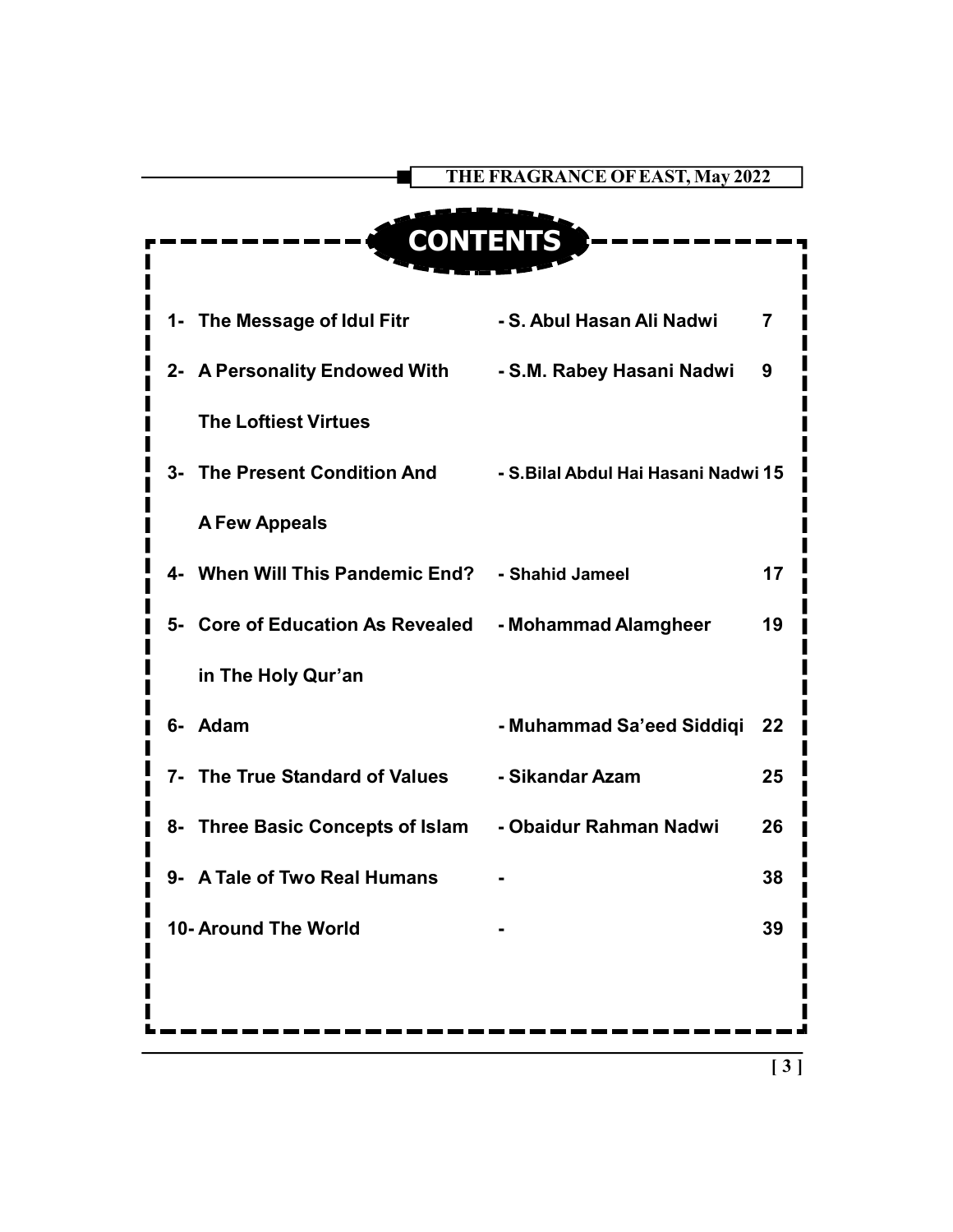# CONTENTS

| No. | Title | Author | Page |
|---|---|---|---|
| 1- | The Message of Idul Fitr | - S. Abul Hasan Ali Nadwi | 7 |
| 2- | A Personality Endowed With The Loftiest Virtues | - S.M. Rabey Hasani Nadwi | 9 |
| 3- | The Present Condition And A Few Appeals | - S.Bilal Abdul Hai Hasani Nadwi | 15 |
| 4- | When Will This Pandemic End? | - Shahid Jameel | 17 |
| 5- | Core of Education As Revealed in The Holy Qur'an | - Mohammad Alamgheer | 19 |
| 6- | Adam | - Muhammad Sa'eed Siddiqi | 22 |
| 7- | The True Standard of Values | - Sikandar Azam | 25 |
| 8- | Three Basic Concepts of Islam | - Obaidur Rahman Nadwi | 26 |
| 9- | A Tale of Two Real Humans | - | 38 |
| 10- | Around The World | - | 39 |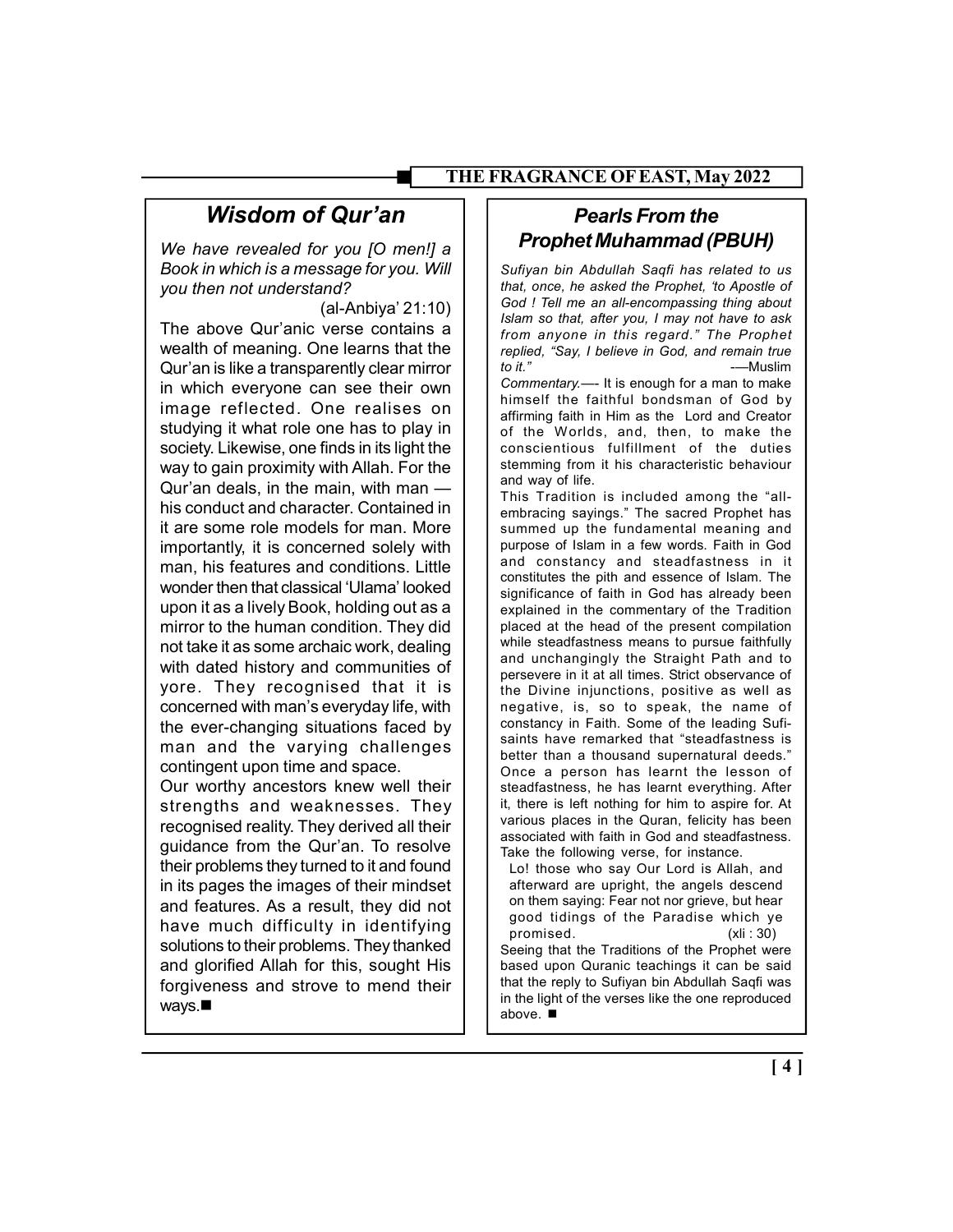## Wisdom of Qur'an

*We have revealed for you [O men!] a Book in which is a message for you. Will you then not understand?*

(al-Anbiya' 21:10)

The above Qur'anic verse contains a wealth of meaning. One learns that the Qur'an is like a transparently clear mirror in which everyone can see their own image reflected. One realises on studying it what role one has to play in society. Likewise, one finds in its light the way to gain proximity with Allah. For the Qur'an deals, in the main, with man — his conduct and character. Contained in it are some role models for man. More importantly, it is concerned solely with man, his features and conditions. Little wonder then that classical 'Ulama' looked upon it as a lively Book, holding out as a mirror to the human condition. They did not take it as some archaic work, dealing with dated history and communities of yore. They recognised that it is concerned with man's everyday life, with the ever-changing situations faced by man and the varying challenges contingent upon time and space.

Our worthy ancestors knew well their strengths and weaknesses. They recognised reality. They derived all their guidance from the Qur'an. To resolve their problems they turned to it and found in its pages the images of their mindset and features. As a result, they did not have much difficulty in identifying solutions to their problems. They thanked and glorified Allah for this, sought His forgiveness and strove to mend their ways.■

## Pearls From the Prophet Muhammad (PBUH)

*Sufiyan bin Abdullah Saqfi has related to us that, once, he asked the Prophet, 'to Apostle of God ! Tell me an all-encompassing thing about Islam so that, after you, I may not have to ask from anyone in this regard." The Prophet replied, "Say, I believe in God, and remain true to it."* -—Muslim

*Commentary.*—- It is enough for a man to make himself the faithful bondsman of God by affirming faith in Him as the Lord and Creator of the Worlds, and, then, to make the conscientious fulfillment of the duties stemming from it his characteristic behaviour and way of life.

This Tradition is included among the "all-embracing sayings." The sacred Prophet has summed up the fundamental meaning and purpose of Islam in a few words. Faith in God and constancy and steadfastness in it constitutes the pith and essence of Islam. The significance of faith in God has already been explained in the commentary of the Tradition placed at the head of the present compilation while steadfastness means to pursue faithfully and unchangingly the Straight Path and to persevere in it at all times. Strict observance of the Divine injunctions, positive as well as negative, is, so to speak, the name of constancy in Faith. Some of the leading Sufi-saints have remarked that "steadfastness is better than a thousand supernatural deeds." Once a person has learnt the lesson of steadfastness, he has learnt everything. After it, there is left nothing for him to aspire for. At various places in the Quran, felicity has been associated with faith in God and steadfastness. Take the following verse, for instance.

> Lo! those who say Our Lord is Allah, and afterward are upright, the angels descend on them saying: Fear not nor grieve, but hear good tidings of the Paradise which ye promised. (xli : 30)

Seeing that the Traditions of the Prophet were based upon Quranic teachings it can be said that the reply to Sufiyan bin Abdullah Saqfi was in the light of the verses like the one reproduced above. ■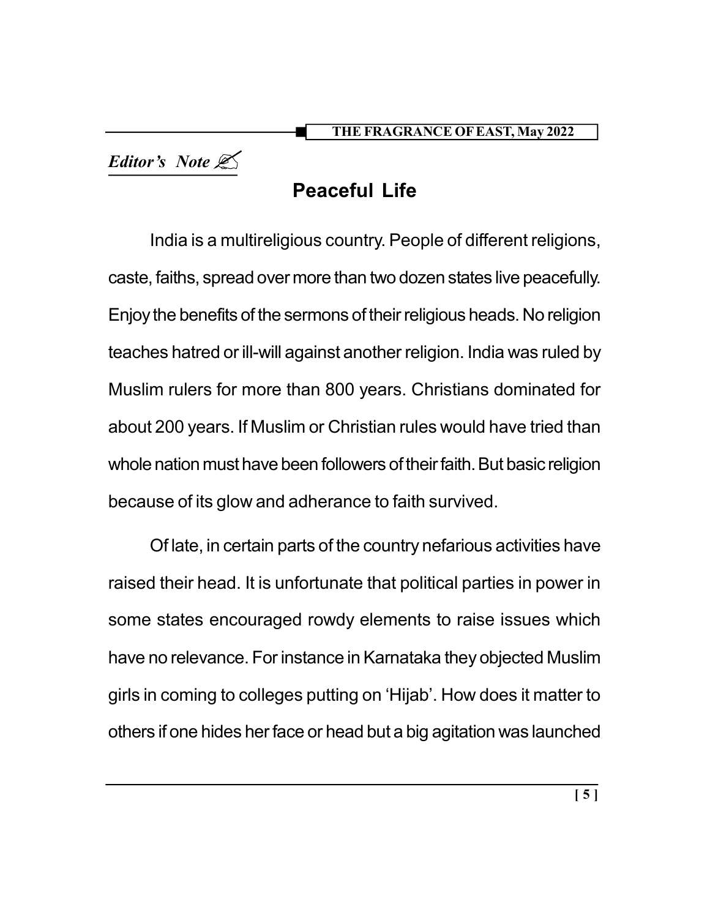*Editor's Note* ✍

## Peaceful Life

India is a multireligious country. People of different religions, caste, faiths, spread over more than two dozen states live peacefully. Enjoy the benefits of the sermons of their religious heads. No religion teaches hatred or ill-will against another religion. India was ruled by Muslim rulers for more than 800 years. Christians dominated for about 200 years. If Muslim or Christian rules would have tried than whole nation must have been followers of their faith. But basic religion because of its glow and adherance to faith survived.

Of late, in certain parts of the country nefarious activities have raised their head. It is unfortunate that political parties in power in some states encouraged rowdy elements to raise issues which have no relevance. For instance in Karnataka they objected Muslim girls in coming to colleges putting on 'Hijab'. How does it matter to others if one hides her face or head but a big agitation was launched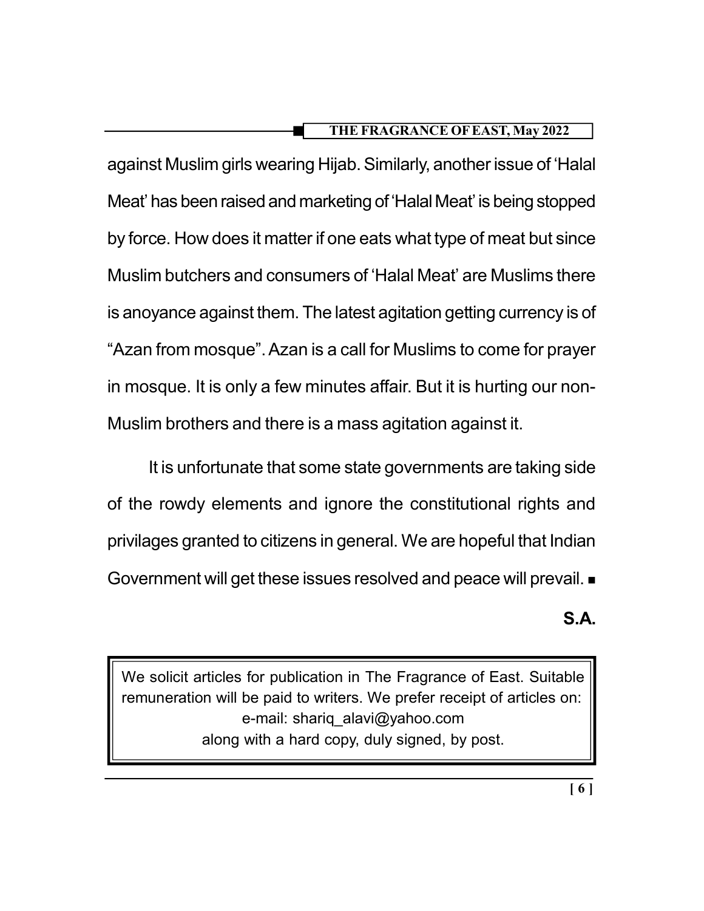against Muslim girls wearing Hijab. Similarly, another issue of 'Halal Meat' has been raised and marketing of 'Halal Meat' is being stopped by force. How does it matter if one eats what type of meat but since Muslim butchers and consumers of 'Halal Meat' are Muslims there is anoyance against them. The latest agitation getting currency is of "Azan from mosque". Azan is a call for Muslims to come for prayer in mosque. It is only a few minutes affair. But it is hurting our non-Muslim brothers and there is a mass agitation against it.

It is unfortunate that some state governments are taking side of the rowdy elements and ignore the constitutional rights and privilages granted to citizens in general. We are hopeful that Indian Government will get these issues resolved and peace will prevail. ■

**S.A.**

---

We solicit articles for publication in The Fragrance of East. Suitable remuneration will be paid to writers. We prefer receipt of articles on:
e-mail: shariq_alavi@yahoo.com
along with a hard copy, duly signed, by post.

---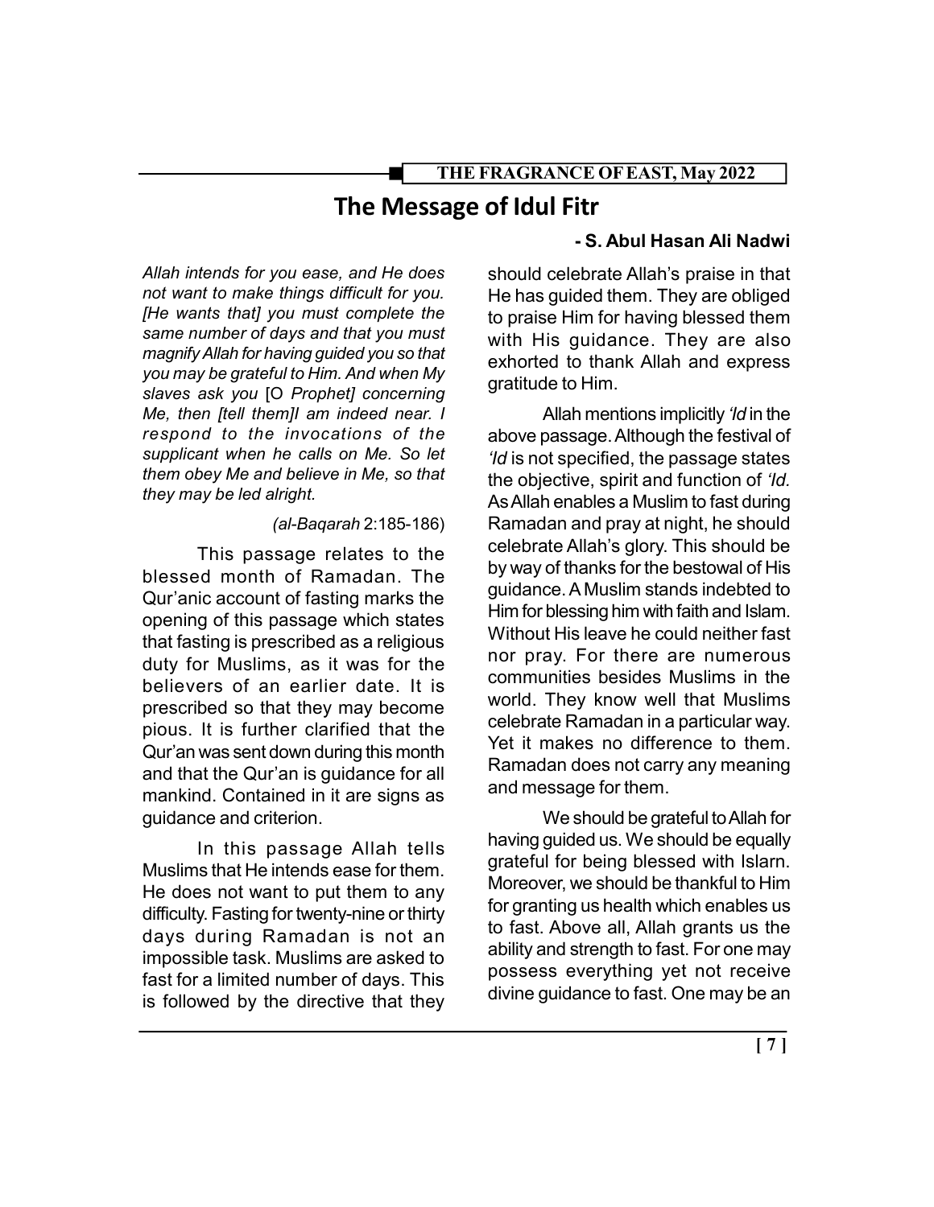# The Message of Idul Fitr

**- S. Abul Hasan Ali Nadwi**

*Allah intends for you ease, and He does not want to make things difficult for you. [He wants that] you must complete the same number of days and that you must magnify Allah for having guided you so that you may be grateful to Him. And when My slaves ask you* [O *Prophet] concerning Me, then [tell them]I am indeed near. I respond to the invocations of the supplicant when he calls on Me. So let them obey Me and believe in Me, so that they may be led alright.*

(*al-Baqarah* 2:185-186)

This passage relates to the blessed month of Ramadan. The Qur'anic account of fasting marks the opening of this passage which states that fasting is prescribed as a religious duty for Muslims, as it was for the believers of an earlier date. It is prescribed so that they may become pious. It is further clarified that the Qur'an was sent down during this month and that the Qur'an is guidance for all mankind. Contained in it are signs as guidance and criterion.

In this passage Allah tells Muslims that He intends ease for them. He does not want to put them to any difficulty. Fasting for twenty-nine or thirty days during Ramadan is not an impossible task. Muslims are asked to fast for a limited number of days. This is followed by the directive that they should celebrate Allah's praise in that He has guided them. They are obliged to praise Him for having blessed them with His guidance. They are also exhorted to thank Allah and express gratitude to Him.

Allah mentions implicitly *'Id* in the above passage. Although the festival of *'Id* is not specified, the passage states the objective, spirit and function of *'Id.* As Allah enables a Muslim to fast during Ramadan and pray at night, he should celebrate Allah's glory. This should be by way of thanks for the bestowal of His guidance. A Muslim stands indebted to Him for blessing him with faith and Islam. Without His leave he could neither fast nor pray. For there are numerous communities besides Muslims in the world. They know well that Muslims celebrate Ramadan in a particular way. Yet it makes no difference to them. Ramadan does not carry any meaning and message for them.

We should be grateful to Allah for having guided us. We should be equally grateful for being blessed with Islarn. Moreover, we should be thankful to Him for granting us health which enables us to fast. Above all, Allah grants us the ability and strength to fast. For one may possess everything yet not receive divine guidance to fast. One may be an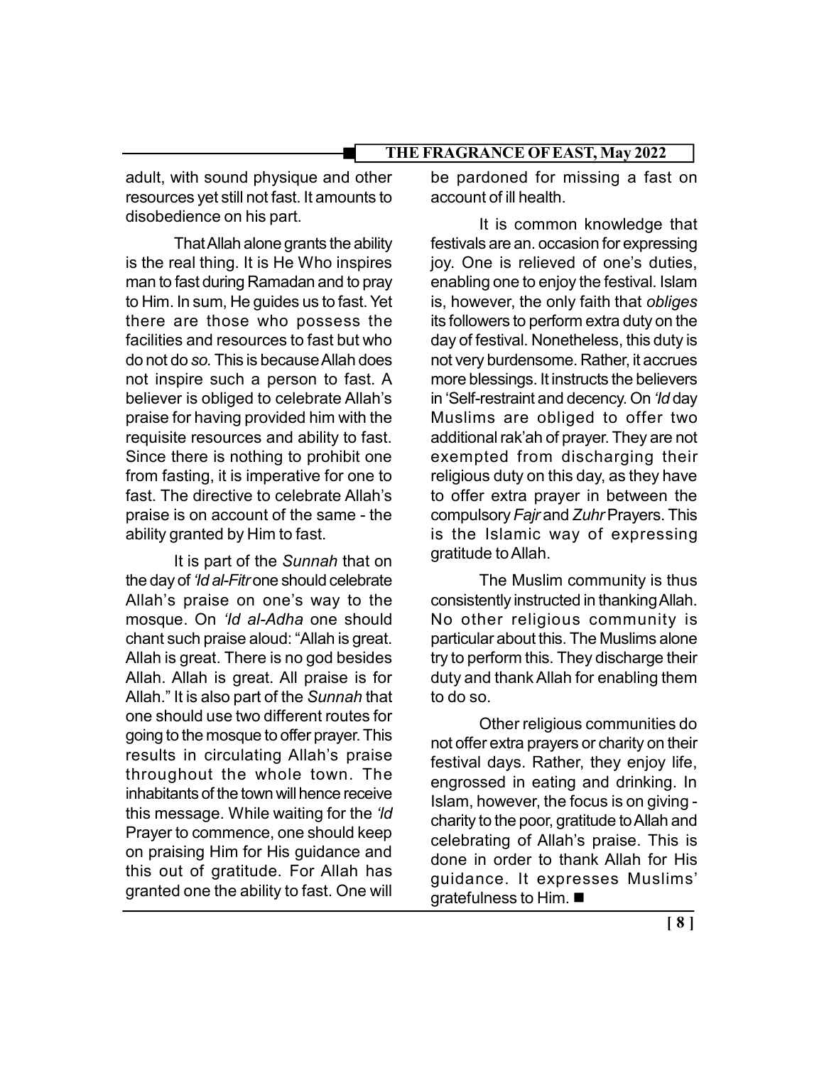adult, with sound physique and other resources yet still not fast. It amounts to disobedience on his part.

That Allah alone grants the ability is the real thing. It is He Who inspires man to fast during Ramadan and to pray to Him. In sum, He guides us to fast. Yet there are those who possess the facilities and resources to fast but who do not do *so.* This is because Allah does not inspire such a person to fast. A believer is obliged to celebrate Allah's praise for having provided him with the requisite resources and ability to fast. Since there is nothing to prohibit one from fasting, it is imperative for one to fast. The directive to celebrate Allah's praise is on account of the same - the ability granted by Him to fast.

It is part of the *Sunnah* that on the day of *'Id al-Fitr* one should celebrate Allah's praise on one's way to the mosque. On *'Id al-Adha* one should chant such praise aloud: "Allah is great. Allah is great. There is no god besides Allah. Allah is great. All praise is for Allah." It is also part of the *Sunnah* that one should use two different routes for going to the mosque to offer prayer. This results in circulating Allah's praise throughout the whole town. The inhabitants of the town will hence receive this message. While waiting for the *'Id* Prayer to commence, one should keep on praising Him for His guidance and this out of gratitude. For Allah has granted one the ability to fast. One will be pardoned for missing a fast on account of ill health.

It is common knowledge that festivals are an. occasion for expressing joy. One is relieved of one's duties, enabling one to enjoy the festival. Islam is, however, the only faith that *obliges* its followers to perform extra duty on the day of festival. Nonetheless, this duty is not very burdensome. Rather, it accrues more blessings. It instructs the believers in 'Self-restraint and decency. On *'Id* day Muslims are obliged to offer two additional rak'ah of prayer. They are not exempted from discharging their religious duty on this day, as they have to offer extra prayer in between the compulsory *Fajr* and *Zuhr* Prayers. This is the Islamic way of expressing gratitude to Allah.

The Muslim community is thus consistently instructed in thanking Allah. No other religious community is particular about this. The Muslims alone try to perform this. They discharge their duty and thank Allah for enabling them to do so.

Other religious communities do not offer extra prayers or charity on their festival days. Rather, they enjoy life, engrossed in eating and drinking. In Islam, however, the focus is on giving - charity to the poor, gratitude to Allah and celebrating of Allah's praise. This is done in order to thank Allah for His guidance. It expresses Muslims' gratefulness to Him. ■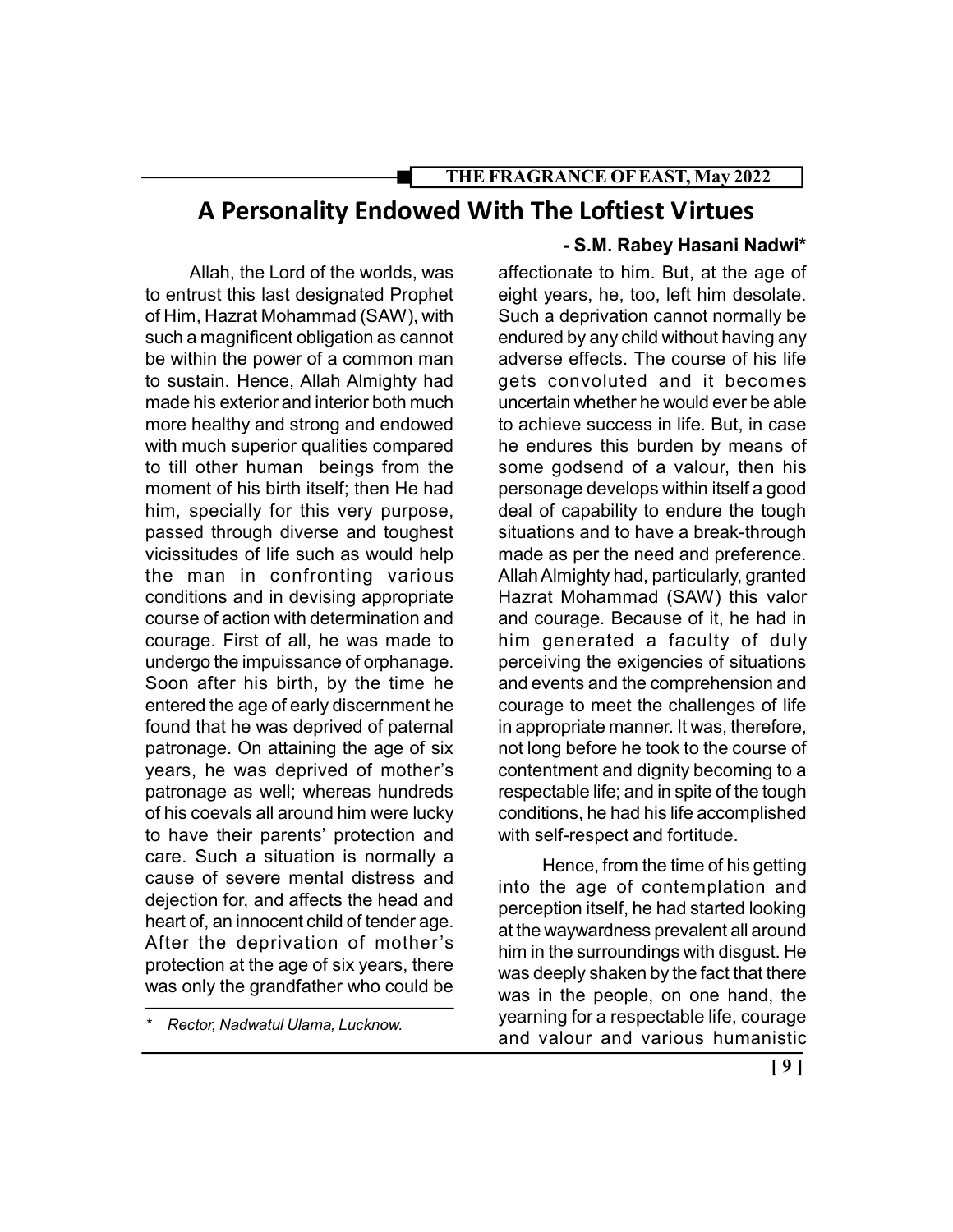# A Personality Endowed With The Loftiest Virtues

**- S.M. Rabey Hasani Nadwi***

Allah, the Lord of the worlds, was to entrust this last designated Prophet of Him, Hazrat Mohammad (SAW), with such a magnificent obligation as cannot be within the power of a common man to sustain. Hence, Allah Almighty had made his exterior and interior both much more healthy and strong and endowed with much superior qualities compared to till other human beings from the moment of his birth itself; then He had him, specially for this very purpose, passed through diverse and toughest vicissitudes of life such as would help the man in confronting various conditions and in devising appropriate course of action with determination and courage. First of all, he was made to undergo the impuissance of orphanage. Soon after his birth, by the time he entered the age of early discernment he found that he was deprived of paternal patronage. On attaining the age of six years, he was deprived of mother's patronage as well; whereas hundreds of his coevals all around him were lucky to have their parents' protection and care. Such a situation is normally a cause of severe mental distress and dejection for, and affects the head and heart of, an innocent child of tender age. After the deprivation of mother's protection at the age of six years, there was only the grandfather who could be affectionate to him. But, at the age of eight years, he, too, left him desolate. Such a deprivation cannot normally be endured by any child without having any adverse effects. The course of his life gets convoluted and it becomes uncertain whether he would ever be able to achieve success in life. But, in case he endures this burden by means of some godsend of a valour, then his personage develops within itself a good deal of capability to endure the tough situations and to have a break-through made as per the need and preference. Allah Almighty had, particularly, granted Hazrat Mohammad (SAW) this valor and courage. Because of it, he had in him generated a faculty of duly perceiving the exigencies of situations and events and the comprehension and courage to meet the challenges of life in appropriate manner. It was, therefore, not long before he took to the course of contentment and dignity becoming to a respectable life; and in spite of the tough conditions, he had his life accomplished with self-respect and fortitude.

Hence, from the time of his getting into the age of contemplation and perception itself, he had started looking at the waywardness prevalent all around him in the surroundings with disgust. He was deeply shaken by the fact that there was in the people, on one hand, the yearning for a respectable life, courage and valour and various humanistic

---

*\* Rector, Nadwatul Ulama, Lucknow.*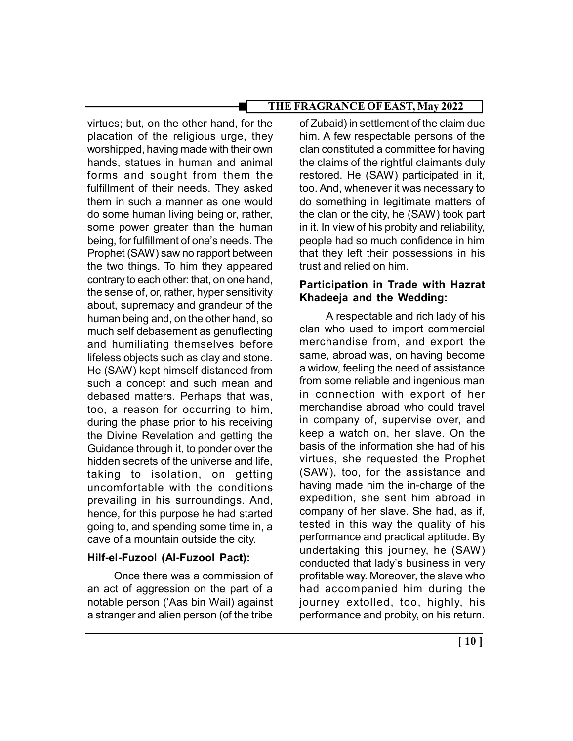virtues; but, on the other hand, for the placation of the religious urge, they worshipped, having made with their own hands, statues in human and animal forms and sought from them the fulfillment of their needs. They asked them in such a manner as one would do some human living being or, rather, some power greater than the human being, for fulfillment of one's needs. The Prophet (SAW) saw no rapport between the two things. To him they appeared contrary to each other: that, on one hand, the sense of, or, rather, hyper sensitivity about, supremacy and grandeur of the human being and, on the other hand, so much self debasement as genuflecting and humiliating themselves before lifeless objects such as clay and stone. He (SAW) kept himself distanced from such a concept and such mean and debased matters. Perhaps that was, too, a reason for occurring to him, during the phase prior to his receiving the Divine Revelation and getting the Guidance through it, to ponder over the hidden secrets of the universe and life, taking to isolation, on getting uncomfortable with the conditions prevailing in his surroundings. And, hence, for this purpose he had started going to, and spending some time in, a cave of a mountain outside the city.

### Hilf-el-Fuzool (Al-Fuzool Pact):

Once there was a commission of an act of aggression on the part of a notable person ('Aas bin Wail) against a stranger and alien person (of the tribe of Zubaid) in settlement of the claim due him. A few respectable persons of the clan constituted a committee for having the claims of the rightful claimants duly restored. He (SAW) participated in it, too. And, whenever it was necessary to do something in legitimate matters of the clan or the city, he (SAW) took part in it. In view of his probity and reliability, people had so much confidence in him that they left their possessions in his trust and relied on him.

### Participation in Trade with Hazrat Khadeeja and the Wedding:

A respectable and rich lady of his clan who used to import commercial merchandise from, and export the same, abroad was, on having become a widow, feeling the need of assistance from some reliable and ingenious man in connection with export of her merchandise abroad who could travel in company of, supervise over, and keep a watch on, her slave. On the basis of the information she had of his virtues, she requested the Prophet (SAW), too, for the assistance and having made him the in-charge of the expedition, she sent him abroad in company of her slave. She had, as if, tested in this way the quality of his performance and practical aptitude. By undertaking this journey, he (SAW) conducted that lady's business in very profitable way. Moreover, the slave who had accompanied him during the journey extolled, too, highly, his performance and probity, on his return.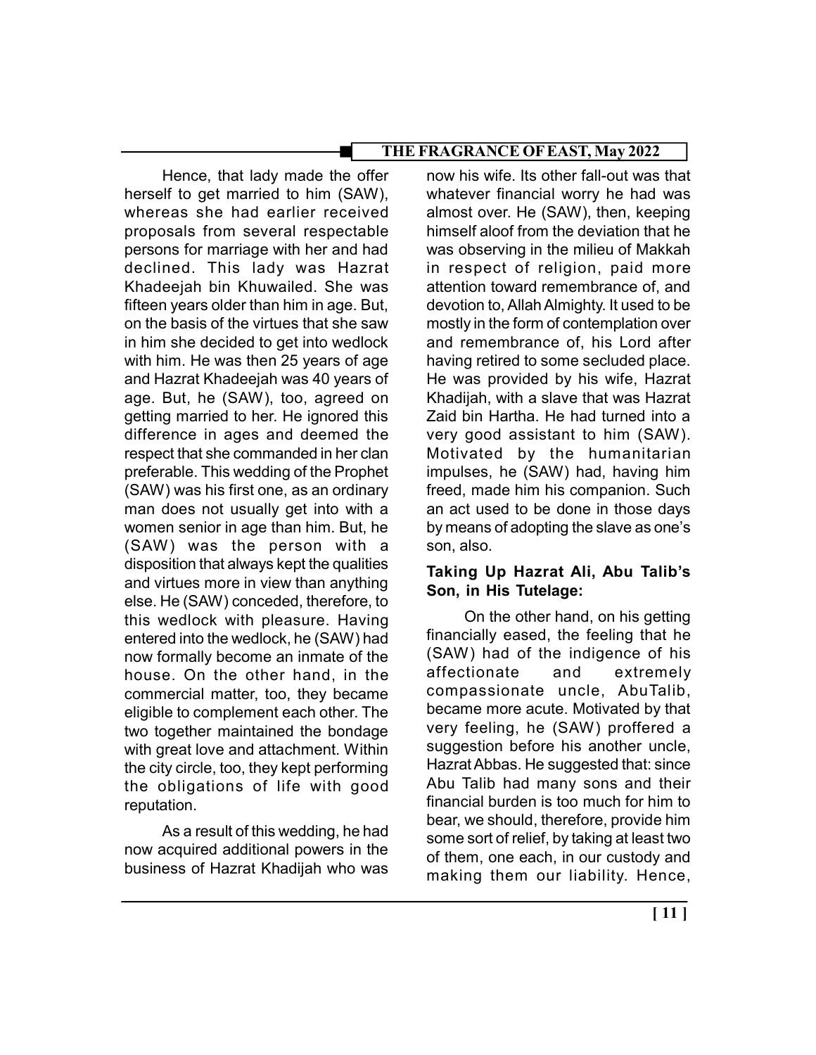Hence, that lady made the offer herself to get married to him (SAW), whereas she had earlier received proposals from several respectable persons for marriage with her and had declined. This lady was Hazrat Khadeejah bin Khuwailed. She was fifteen years older than him in age. But, on the basis of the virtues that she saw in him she decided to get into wedlock with him. He was then 25 years of age and Hazrat Khadeejah was 40 years of age. But, he (SAW), too, agreed on getting married to her. He ignored this difference in ages and deemed the respect that she commanded in her clan preferable. This wedding of the Prophet (SAW) was his first one, as an ordinary man does not usually get into with a women senior in age than him. But, he (SAW) was the person with a disposition that always kept the qualities and virtues more in view than anything else. He (SAW) conceded, therefore, to this wedlock with pleasure. Having entered into the wedlock, he (SAW) had now formally become an inmate of the house. On the other hand, in the commercial matter, too, they became eligible to complement each other. The two together maintained the bondage with great love and attachment. Within the city circle, too, they kept performing the obligations of life with good reputation.

As a result of this wedding, he had now acquired additional powers in the business of Hazrat Khadijah who was now his wife. Its other fall-out was that whatever financial worry he had was almost over. He (SAW), then, keeping himself aloof from the deviation that he was observing in the milieu of Makkah in respect of religion, paid more attention toward remembrance of, and devotion to, Allah Almighty. It used to be mostly in the form of contemplation over and remembrance of, his Lord after having retired to some secluded place. He was provided by his wife, Hazrat Khadijah, with a slave that was Hazrat Zaid bin Hartha. He had turned into a very good assistant to him (SAW). Motivated by the humanitarian impulses, he (SAW) had, having him freed, made him his companion. Such an act used to be done in those days by means of adopting the slave as one's son, also.

### Taking Up Hazrat Ali, Abu Talib's Son, in His Tutelage:

On the other hand, on his getting financially eased, the feeling that he (SAW) had of the indigence of his affectionate and extremely compassionate uncle, AbuTalib, became more acute. Motivated by that very feeling, he (SAW) proffered a suggestion before his another uncle, Hazrat Abbas. He suggested that: since Abu Talib had many sons and their financial burden is too much for him to bear, we should, therefore, provide him some sort of relief, by taking at least two of them, one each, in our custody and making them our liability. Hence,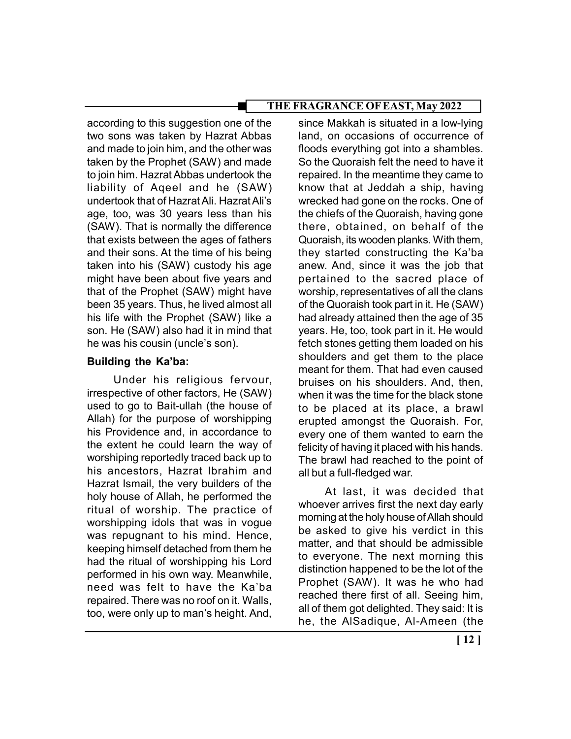according to this suggestion one of the two sons was taken by Hazrat Abbas and made to join him, and the other was taken by the Prophet (SAW) and made to join him. Hazrat Abbas undertook the liability of Aqeel and he (SAW) undertook that of Hazrat Ali. Hazrat Ali's age, too, was 30 years less than his (SAW). That is normally the difference that exists between the ages of fathers and their sons. At the time of his being taken into his (SAW) custody his age might have been about five years and that of the Prophet (SAW) might have been 35 years. Thus, he lived almost all his life with the Prophet (SAW) like a son. He (SAW) also had it in mind that he was his cousin (uncle's son).

**Building the Ka'ba:**

Under his religious fervour, irrespective of other factors, He (SAW) used to go to Bait-ullah (the house of Allah) for the purpose of worshipping his Providence and, in accordance to the extent he could learn the way of worshiping reportedly traced back up to his ancestors, Hazrat Ibrahim and Hazrat Ismail, the very builders of the holy house of Allah, he performed the ritual of worship. The practice of worshipping idols that was in vogue was repugnant to his mind. Hence, keeping himself detached from them he had the ritual of worshipping his Lord performed in his own way. Meanwhile, need was felt to have the Ka'ba repaired. There was no roof on it. Walls, too, were only up to man's height. And, since Makkah is situated in a low-lying land, on occasions of occurrence of floods everything got into a shambles. So the Quoraish felt the need to have it repaired. In the meantime they came to know that at Jeddah a ship, having wrecked had gone on the rocks. One of the chiefs of the Quoraish, having gone there, obtained, on behalf of the Quoraish, its wooden planks. With them, they started constructing the Ka'ba anew. And, since it was the job that pertained to the sacred place of worship, representatives of all the clans of the Quoraish took part in it. He (SAW) had already attained then the age of 35 years. He, too, took part in it. He would fetch stones getting them loaded on his shoulders and get them to the place meant for them. That had even caused bruises on his shoulders. And, then, when it was the time for the black stone to be placed at its place, a brawl erupted amongst the Quoraish. For, every one of them wanted to earn the felicity of having it placed with his hands. The brawl had reached to the point of all but a full-fledged war.

At last, it was decided that whoever arrives first the next day early morning at the holy house of Allah should be asked to give his verdict in this matter, and that should be admissible to everyone. The next morning this distinction happened to be the lot of the Prophet (SAW). It was he who had reached there first of all. Seeing him, all of them got delighted. They said: It is he, the AlSadique, Al-Ameen (the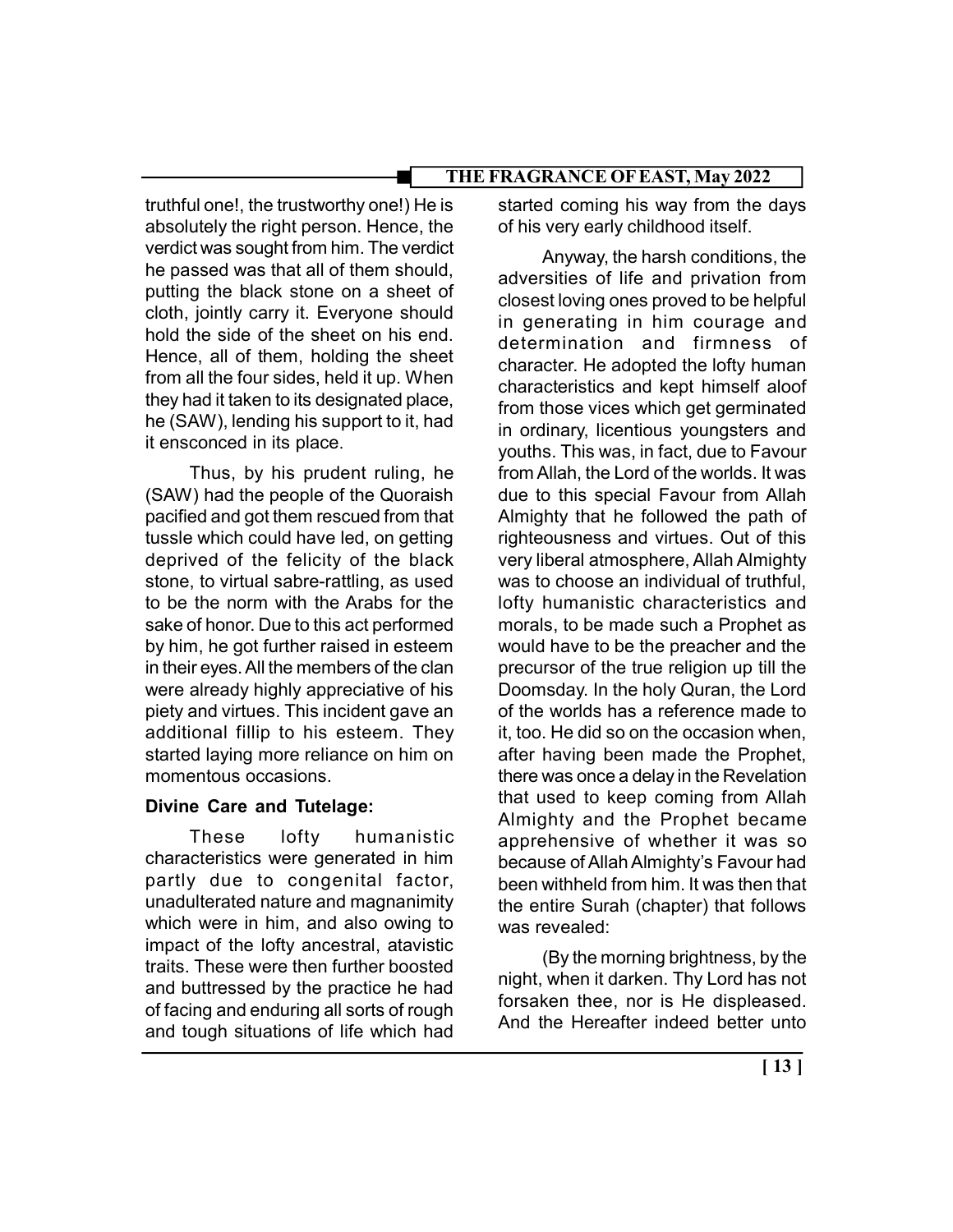truthful one!, the trustworthy one!) He is absolutely the right person. Hence, the verdict was sought from him. The verdict he passed was that all of them should, putting the black stone on a sheet of cloth, jointly carry it. Everyone should hold the side of the sheet on his end. Hence, all of them, holding the sheet from all the four sides, held it up. When they had it taken to its designated place, he (SAW), lending his support to it, had it ensconced in its place.

Thus, by his prudent ruling, he (SAW) had the people of the Quoraish pacified and got them rescued from that tussle which could have led, on getting deprived of the felicity of the black stone, to virtual sabre-rattling, as used to be the norm with the Arabs for the sake of honor. Due to this act performed by him, he got further raised in esteem in their eyes. All the members of the clan were already highly appreciative of his piety and virtues. This incident gave an additional fillip to his esteem. They started laying more reliance on him on momentous occasions.

**Divine Care and Tutelage:**

These lofty humanistic characteristics were generated in him partly due to congenital factor, unadulterated nature and magnanimity which were in him, and also owing to impact of the lofty ancestral, atavistic traits. These were then further boosted and buttressed by the practice he had of facing and enduring all sorts of rough and tough situations of life which had started coming his way from the days of his very early childhood itself.

Anyway, the harsh conditions, the adversities of life and privation from closest loving ones proved to be helpful in generating in him courage and determination and firmness of character. He adopted the lofty human characteristics and kept himself aloof from those vices which get germinated in ordinary, licentious youngsters and youths. This was, in fact, due to Favour from Allah, the Lord of the worlds. It was due to this special Favour from Allah Almighty that he followed the path of righteousness and virtues. Out of this very liberal atmosphere, Allah Almighty was to choose an individual of truthful, lofty humanistic characteristics and morals, to be made such a Prophet as would have to be the preacher and the precursor of the true religion up till the Doomsday. In the holy Quran, the Lord of the worlds has a reference made to it, too. He did so on the occasion when, after having been made the Prophet, there was once a delay in the Revelation that used to keep coming from Allah Almighty and the Prophet became apprehensive of whether it was so because of Allah Almighty's Favour had been withheld from him. It was then that the entire Surah (chapter) that follows was revealed:

(By the morning brightness, by the night, when it darken. Thy Lord has not forsaken thee, nor is He displeased. And the Hereafter indeed better unto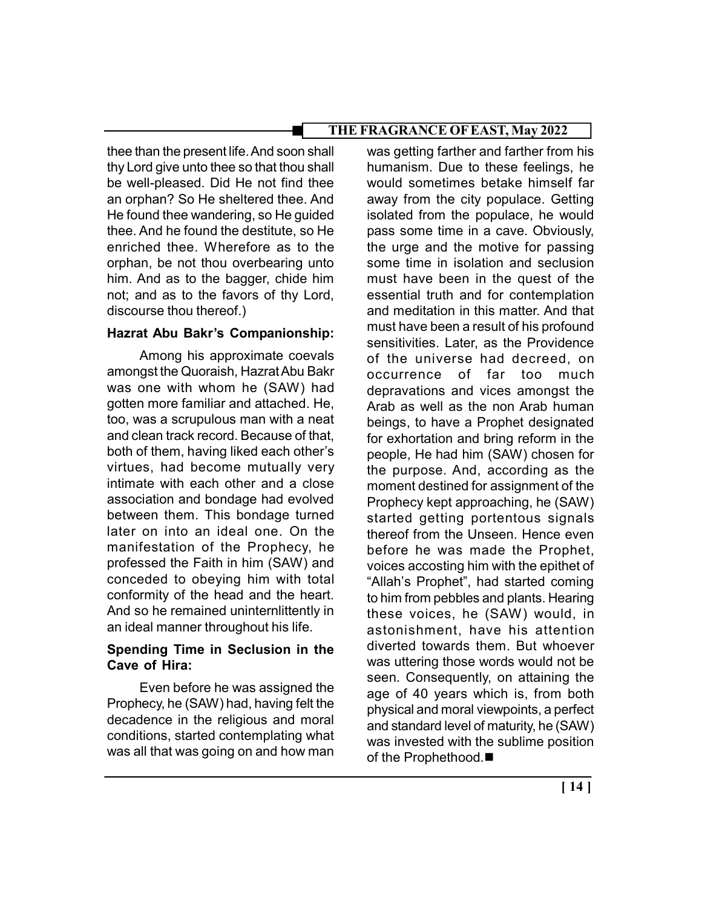thee than the present life. And soon shall thy Lord give unto thee so that thou shall be well-pleased. Did He not find thee an orphan? So He sheltered thee. And He found thee wandering, so He guided thee. And he found the destitute, so He enriched thee. Wherefore as to the orphan, be not thou overbearing unto him. And as to the bagger, chide him not; and as to the favors of thy Lord, discourse thou thereof.)

**Hazrat Abu Bakr's Companionship:**

Among his approximate coevals amongst the Quoraish, Hazrat Abu Bakr was one with whom he (SAW) had gotten more familiar and attached. He, too, was a scrupulous man with a neat and clean track record. Because of that, both of them, having liked each other's virtues, had become mutually very intimate with each other and a close association and bondage had evolved between them. This bondage turned later on into an ideal one. On the manifestation of the Prophecy, he professed the Faith in him (SAW) and conceded to obeying him with total conformity of the head and the heart. And so he remained uninternlittently in an ideal manner throughout his life.

**Spending Time in Seclusion in the Cave of Hira:**

Even before he was assigned the Prophecy, he (SAW) had, having felt the decadence in the religious and moral conditions, started contemplating what was all that was going on and how man was getting farther and farther from his humanism. Due to these feelings, he would sometimes betake himself far away from the city populace. Getting isolated from the populace, he would pass some time in a cave. Obviously, the urge and the motive for passing some time in isolation and seclusion must have been in the quest of the essential truth and for contemplation and meditation in this matter. And that must have been a result of his profound sensitivities. Later, as the Providence of the universe had decreed, on occurrence of far too much depravations and vices amongst the Arab as well as the non Arab human beings, to have a Prophet designated for exhortation and bring reform in the people, He had him (SAW) chosen for the purpose. And, according as the moment destined for assignment of the Prophecy kept approaching, he (SAW) started getting portentous signals thereof from the Unseen. Hence even before he was made the Prophet, voices accosting him with the epithet of "Allah's Prophet", had started coming to him from pebbles and plants. Hearing these voices, he (SAW) would, in astonishment, have his attention diverted towards them. But whoever was uttering those words would not be seen. Consequently, on attaining the age of 40 years which is, from both physical and moral viewpoints, a perfect and standard level of maturity, he (SAW) was invested with the sublime position of the Prophethood.■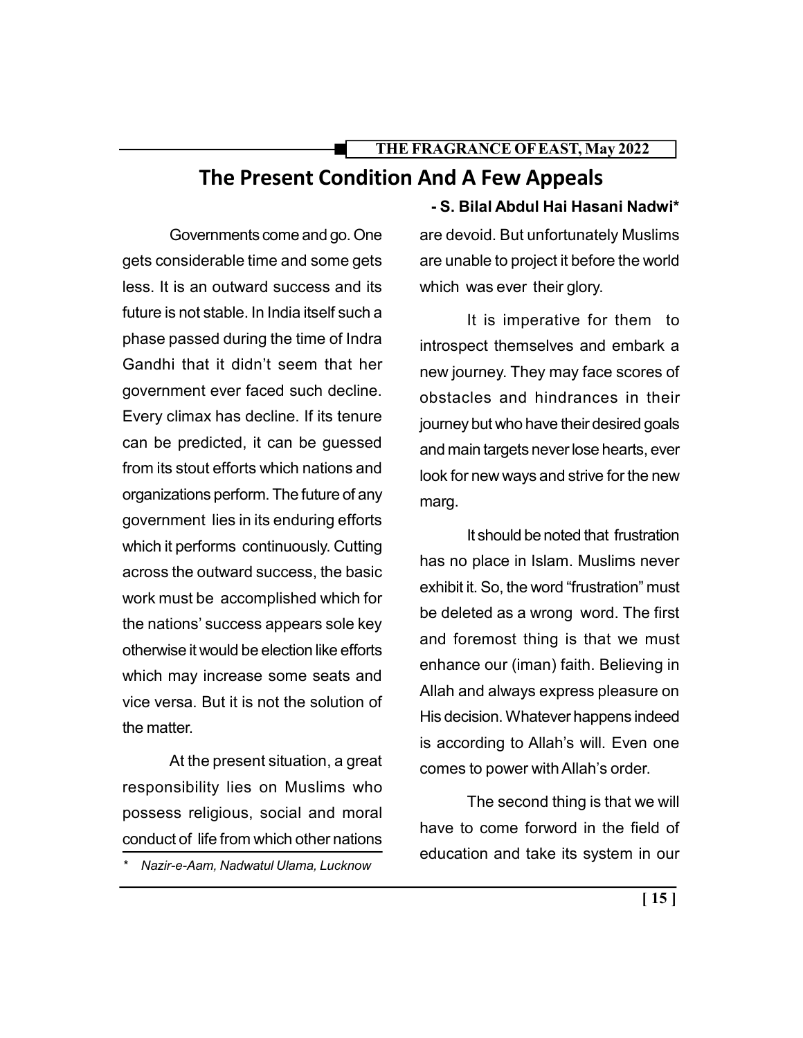# The Present Condition And A Few Appeals

**- S. Bilal Abdul Hai Hasani Nadwi***

Governments come and go. One gets considerable time and some gets less. It is an outward success and its future is not stable. In India itself such a phase passed during the time of Indra Gandhi that it didn't seem that her government ever faced such decline. Every climax has decline. If its tenure can be predicted, it can be guessed from its stout efforts which nations and organizations perform. The future of any government lies in its enduring efforts which it performs continuously. Cutting across the outward success, the basic work must be accomplished which for the nations' success appears sole key otherwise it would be election like efforts which may increase some seats and vice versa. But it is not the solution of the matter.

At the present situation, a great responsibility lies on Muslims who possess religious, social and moral conduct of life from which other nations are devoid. But unfortunately Muslims are unable to project it before the world which was ever their glory.

It is imperative for them to introspect themselves and embark a new journey. They may face scores of obstacles and hindrances in their journey but who have their desired goals and main targets never lose hearts, ever look for new ways and strive for the new marg.

It should be noted that frustration has no place in Islam. Muslims never exhibit it. So, the word "frustration" must be deleted as a wrong word. The first and foremost thing is that we must enhance our (iman) faith. Believing in Allah and always express pleasure on His decision. Whatever happens indeed is according to Allah's will. Even one comes to power with Allah's order.

The second thing is that we will have to come forword in the field of education and take its system in our

---

\* *Nazir-e-Aam, Nadwatul Ulama, Lucknow*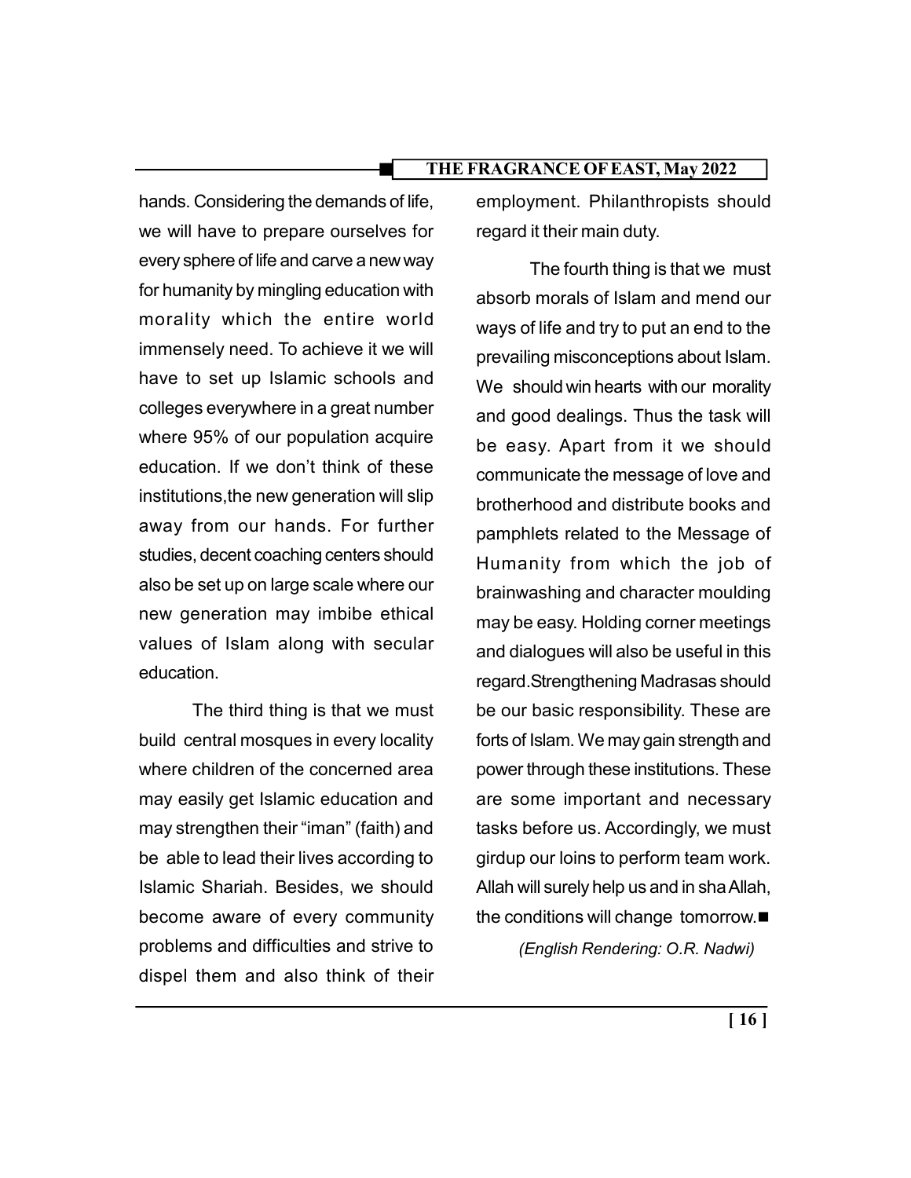hands. Considering the demands of life, we will have to prepare ourselves for every sphere of life and carve a new way for humanity by mingling education with morality which the entire world immensely need. To achieve it we will have to set up Islamic schools and colleges everywhere in a great number where 95% of our population acquire education. If we don't think of these institutions,the new generation will slip away from our hands. For further studies, decent coaching centers should also be set up on large scale where our new generation may imbibe ethical values of Islam along with secular education.

The third thing is that we must build central mosques in every locality where children of the concerned area may easily get Islamic education and may strengthen their "iman" (faith) and be able to lead their lives according to Islamic Shariah. Besides, we should become aware of every community problems and difficulties and strive to dispel them and also think of their employment. Philanthropists should regard it their main duty.

The fourth thing is that we must absorb morals of Islam and mend our ways of life and try to put an end to the prevailing misconceptions about Islam. We should win hearts with our morality and good dealings. Thus the task will be easy. Apart from it we should communicate the message of love and brotherhood and distribute books and pamphlets related to the Message of Humanity from which the job of brainwashing and character moulding may be easy. Holding corner meetings and dialogues will also be useful in this regard.Strengthening Madrasas should be our basic responsibility. These are forts of Islam. We may gain strength and power through these institutions. These are some important and necessary tasks before us. Accordingly, we must girdup our loins to perform team work. Allah will surely help us and in sha Allah, the conditions will change tomorrow.■

*(English Rendering: O.R. Nadwi)*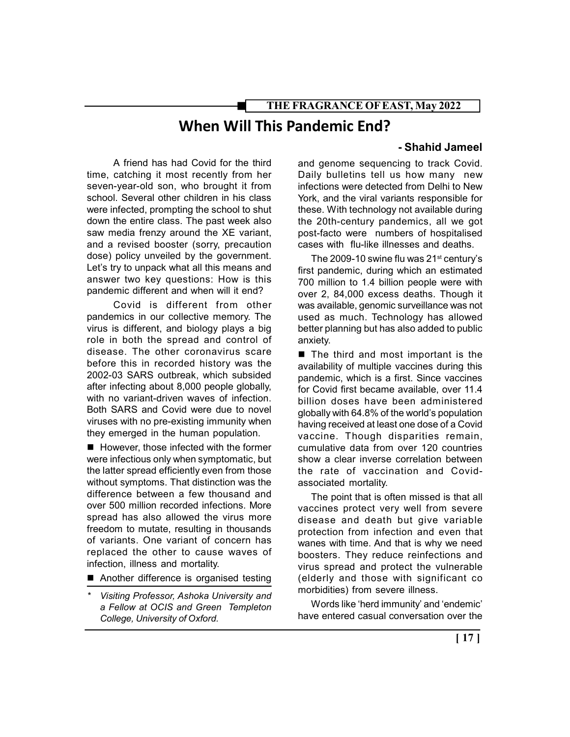# When Will This Pandemic End?

**- Shahid Jameel**

A friend has had Covid for the third time, catching it most recently from her seven-year-old son, who brought it from school. Several other children in his class were infected, prompting the school to shut down the entire class. The past week also saw media frenzy around the XE variant, and a revised booster (sorry, precaution dose) policy unveiled by the government. Let's try to unpack what all this means and answer two key questions: How is this pandemic different and when will it end?

Covid is different from other pandemics in our collective memory. The virus is different, and biology plays a big role in both the spread and control of disease. The other coronavirus scare before this in recorded history was the 2002-03 SARS outbreak, which subsided after infecting about 8,000 people globally, with no variant-driven waves of infection. Both SARS and Covid were due to novel viruses with no pre-existing immunity when they emerged in the human population.

- However, those infected with the former were infectious only when symptomatic, but the latter spread efficiently even from those without symptoms. That distinction was the difference between a few thousand and over 500 million recorded infections. More spread has also allowed the virus more freedom to mutate, resulting in thousands of variants. One variant of concern has replaced the other to cause waves of infection, illness and mortality.

- Another difference is organised testing and genome sequencing to track Covid. Daily bulletins tell us how many new infections were detected from Delhi to New York, and the viral variants responsible for these. With technology not available during the 20th-century pandemics, all we got post-facto were numbers of hospitalised cases with flu-like illnesses and deaths.

The 2009-10 swine flu was 21st century's first pandemic, during which an estimated 700 million to 1.4 billion people were with over 2, 84,000 excess deaths. Though it was available, genomic surveillance was not used as much. Technology has allowed better planning but has also added to public anxiety.

- The third and most important is the availability of multiple vaccines during this pandemic, which is a first. Since vaccines for Covid first became available, over 11.4 billion doses have been administered globally with 64.8% of the world's population having received at least one dose of a Covid vaccine. Though disparities remain, cumulative data from over 120 countries show a clear inverse correlation between the rate of vaccination and Covid-associated mortality.

The point that is often missed is that all vaccines protect very well from severe disease and death but give variable protection from infection and even that wanes with time. And that is why we need boosters. They reduce reinfections and virus spread and protect the vulnerable (elderly and those with significant co morbidities) from severe illness.

Words like 'herd immunity' and 'endemic' have entered casual conversation over the

---

*\* Visiting Professor, Ashoka University and a Fellow at OCIS and Green Templeton College, University of Oxford.*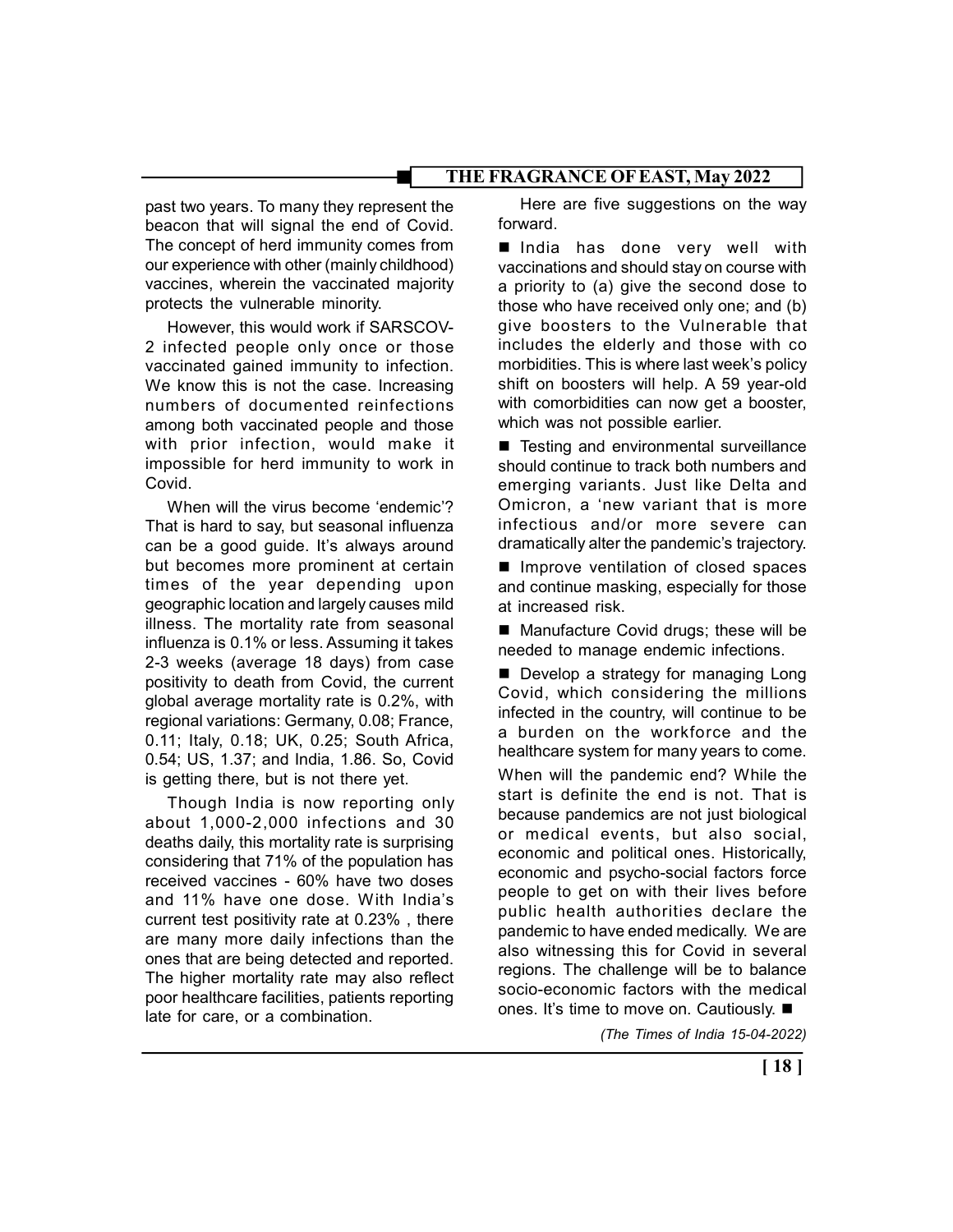past two years. To many they represent the beacon that will signal the end of Covid. The concept of herd immunity comes from our experience with other (mainly childhood) vaccines, wherein the vaccinated majority protects the vulnerable minority.

However, this would work if SARSCOV-2 infected people only once or those vaccinated gained immunity to infection. We know this is not the case. Increasing numbers of documented reinfections among both vaccinated people and those with prior infection, would make it impossible for herd immunity to work in Covid.

When will the virus become 'endemic'? That is hard to say, but seasonal influenza can be a good guide. It's always around but becomes more prominent at certain times of the year depending upon geographic location and largely causes mild illness. The mortality rate from seasonal influenza is 0.1% or less. Assuming it takes 2-3 weeks (average 18 days) from case positivity to death from Covid, the current global average mortality rate is 0.2%, with regional variations: Germany, 0.08; France, 0.11; Italy, 0.18; UK, 0.25; South Africa, 0.54; US, 1.37; and India, 1.86. So, Covid is getting there, but is not there yet.

Though India is now reporting only about 1,000-2,000 infections and 30 deaths daily, this mortality rate is surprising considering that 71% of the population has received vaccines - 60% have two doses and 11% have one dose. With India's current test positivity rate at 0.23% , there are many more daily infections than the ones that are being detected and reported. The higher mortality rate may also reflect poor healthcare facilities, patients reporting late for care, or a combination.

Here are five suggestions on the way forward.

- India has done very well with vaccinations and should stay on course with a priority to (a) give the second dose to those who have received only one; and (b) give boosters to the Vulnerable that includes the elderly and those with co morbidities. This is where last week's policy shift on boosters will help. A 59 year-old with comorbidities can now get a booster, which was not possible earlier.
- Testing and environmental surveillance should continue to track both numbers and emerging variants. Just like Delta and Omicron, a 'new variant that is more infectious and/or more severe can dramatically alter the pandemic's trajectory.
- Improve ventilation of closed spaces and continue masking, especially for those at increased risk.
- Manufacture Covid drugs; these will be needed to manage endemic infections.
- Develop a strategy for managing Long Covid, which considering the millions infected in the country, will continue to be a burden on the workforce and the healthcare system for many years to come.

When will the pandemic end? While the start is definite the end is not. That is because pandemics are not just biological or medical events, but also social, economic and political ones. Historically, economic and psycho-social factors force people to get on with their lives before public health authorities declare the pandemic to have ended medically. We are also witnessing this for Covid in several regions. The challenge will be to balance socio-economic factors with the medical ones. It's time to move on. Cautiously. ■

*(The Times of India 15-04-2022)*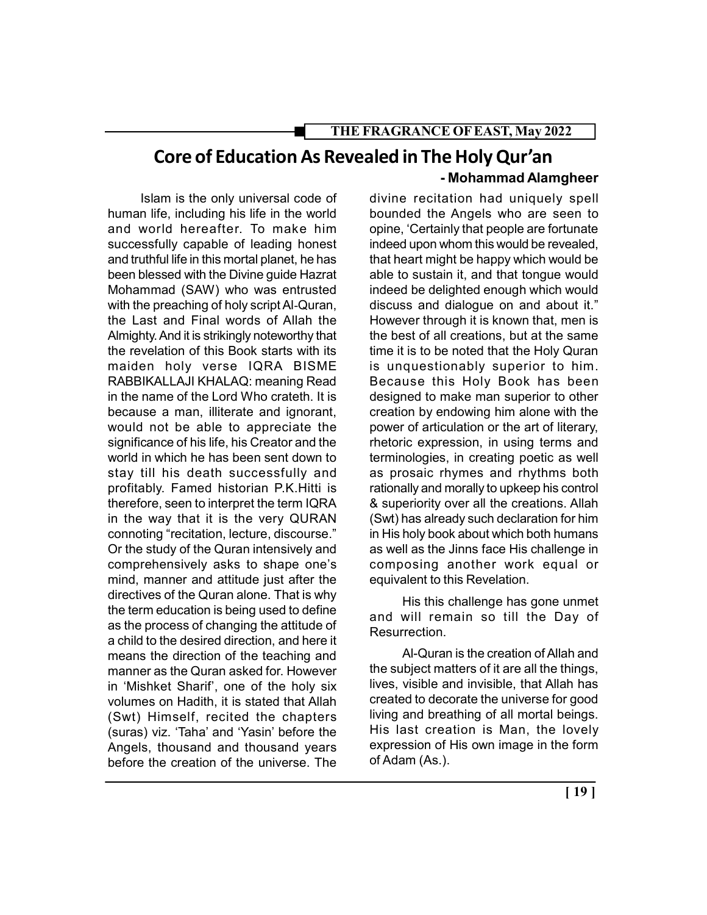# Core of Education As Revealed in The Holy Qur'an

**- Mohammad Alamgheer**

Islam is the only universal code of human life, including his life in the world and world hereafter. To make him successfully capable of leading honest and truthful life in this mortal planet, he has been blessed with the Divine guide Hazrat Mohammad (SAW) who was entrusted with the preaching of holy script Al-Quran, the Last and Final words of Allah the Almighty. And it is strikingly noteworthy that the revelation of this Book starts with its maiden holy verse IQRA BISME RABBIKALLAJI KHALAQ: meaning Read in the name of the Lord Who crateth. It is because a man, illiterate and ignorant, would not be able to appreciate the significance of his life, his Creator and the world in which he has been sent down to stay till his death successfully and profitably. Famed historian P.K.Hitti is therefore, seen to interpret the term IQRA in the way that it is the very QURAN connoting "recitation, lecture, discourse." Or the study of the Quran intensively and comprehensively asks to shape one's mind, manner and attitude just after the directives of the Quran alone. That is why the term education is being used to define as the process of changing the attitude of a child to the desired direction, and here it means the direction of the teaching and manner as the Quran asked for. However in 'Mishket Sharif', one of the holy six volumes on Hadith, it is stated that Allah (Swt) Himself, recited the chapters (suras) viz. 'Taha' and 'Yasin' before the Angels, thousand and thousand years before the creation of the universe. The divine recitation had uniquely spell bounded the Angels who are seen to opine, 'Certainly that people are fortunate indeed upon whom this would be revealed, that heart might be happy which would be able to sustain it, and that tongue would indeed be delighted enough which would discuss and dialogue on and about it." However through it is known that, men is the best of all creations, but at the same time it is to be noted that the Holy Quran is unquestionably superior to him. Because this Holy Book has been designed to make man superior to other creation by endowing him alone with the power of articulation or the art of literary, rhetoric expression, in using terms and terminologies, in creating poetic as well as prosaic rhymes and rhythms both rationally and morally to upkeep his control & superiority over all the creations. Allah (Swt) has already such declaration for him in His holy book about which both humans as well as the Jinns face His challenge in composing another work equal or equivalent to this Revelation.

His this challenge has gone unmet and will remain so till the Day of Resurrection.

Al-Quran is the creation of Allah and the subject matters of it are all the things, lives, visible and invisible, that Allah has created to decorate the universe for good living and breathing of all mortal beings. His last creation is Man, the lovely expression of His own image in the form of Adam (As.).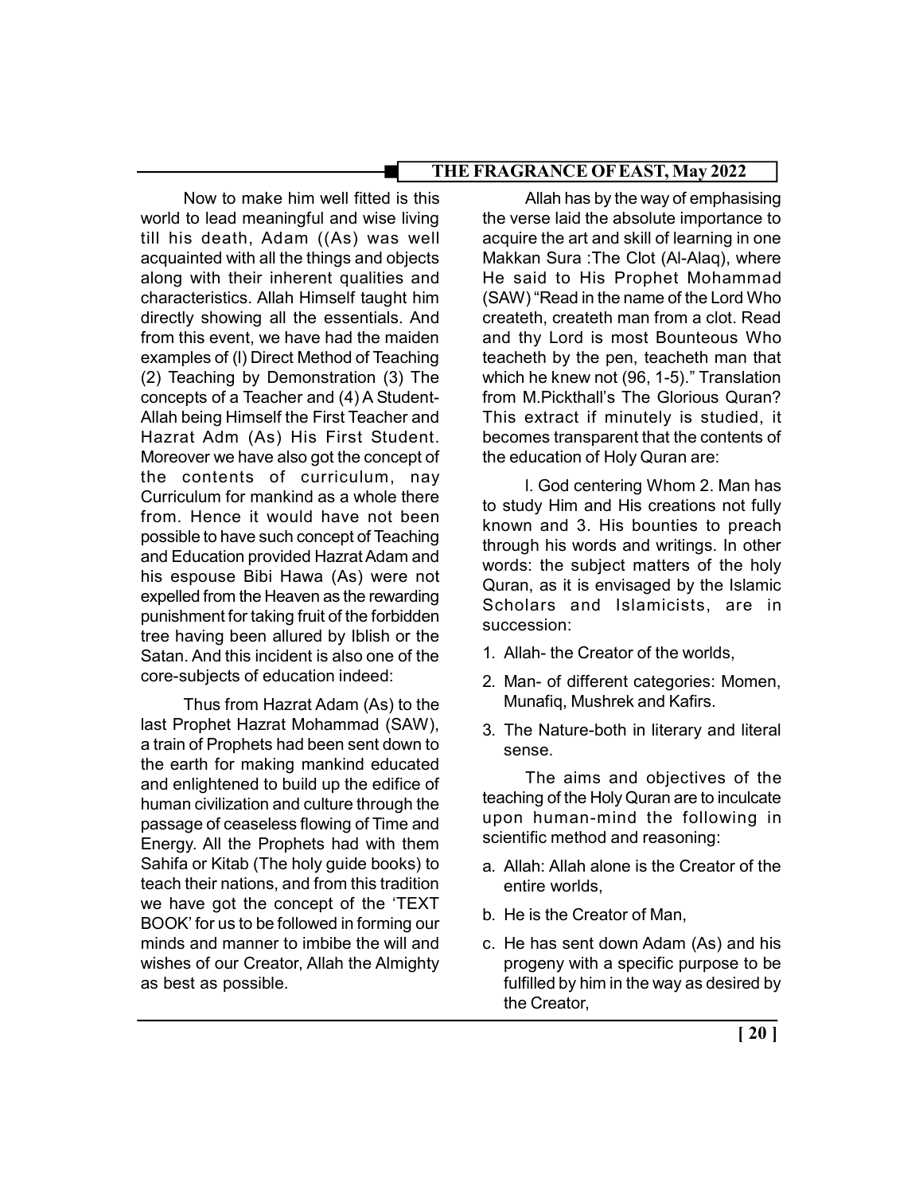Now to make him well fitted is this world to lead meaningful and wise living till his death, Adam ((As) was well acquainted with all the things and objects along with their inherent qualities and characteristics. Allah Himself taught him directly showing all the essentials. And from this event, we have had the maiden examples of (l) Direct Method of Teaching (2) Teaching by Demonstration (3) The concepts of a Teacher and (4) A Student-Allah being Himself the First Teacher and Hazrat Adm (As) His First Student. Moreover we have also got the concept of the contents of curriculum, nay Curriculum for mankind as a whole there from. Hence it would have not been possible to have such concept of Teaching and Education provided Hazrat Adam and his espouse Bibi Hawa (As) were not expelled from the Heaven as the rewarding punishment for taking fruit of the forbidden tree having been allured by Iblish or the Satan. And this incident is also one of the core-subjects of education indeed:

Thus from Hazrat Adam (As) to the last Prophet Hazrat Mohammad (SAW), a train of Prophets had been sent down to the earth for making mankind educated and enlightened to build up the edifice of human civilization and culture through the passage of ceaseless flowing of Time and Energy. All the Prophets had with them Sahifa or Kitab (The holy guide books) to teach their nations, and from this tradition we have got the concept of the 'TEXT BOOK' for us to be followed in forming our minds and manner to imbibe the will and wishes of our Creator, Allah the Almighty as best as possible.

Allah has by the way of emphasising the verse laid the absolute importance to acquire the art and skill of learning in one Makkan Sura :The Clot (Al-Alaq), where He said to His Prophet Mohammad (SAW) "Read in the name of the Lord Who createth, createth man from a clot. Read and thy Lord is most Bounteous Who teacheth by the pen, teacheth man that which he knew not (96, 1-5)." Translation from M.Pickthall's The Glorious Quran? This extract if minutely is studied, it becomes transparent that the contents of the education of Holy Quran are:

l. God centering Whom 2. Man has to study Him and His creations not fully known and 3. His bounties to preach through his words and writings. In other words: the subject matters of the holy Quran, as it is envisaged by the Islamic Scholars and Islamicists, are in succession:

1. Allah- the Creator of the worlds,
2. Man- of different categories: Momen, Munafiq, Mushrek and Kafirs.
3. The Nature-both in literary and literal sense.

The aims and objectives of the teaching of the Holy Quran are to inculcate upon human-mind the following in scientific method and reasoning:

a. Allah: Allah alone is the Creator of the entire worlds,
b. He is the Creator of Man,
c. He has sent down Adam (As) and his progeny with a specific purpose to be fulfilled by him in the way as desired by the Creator,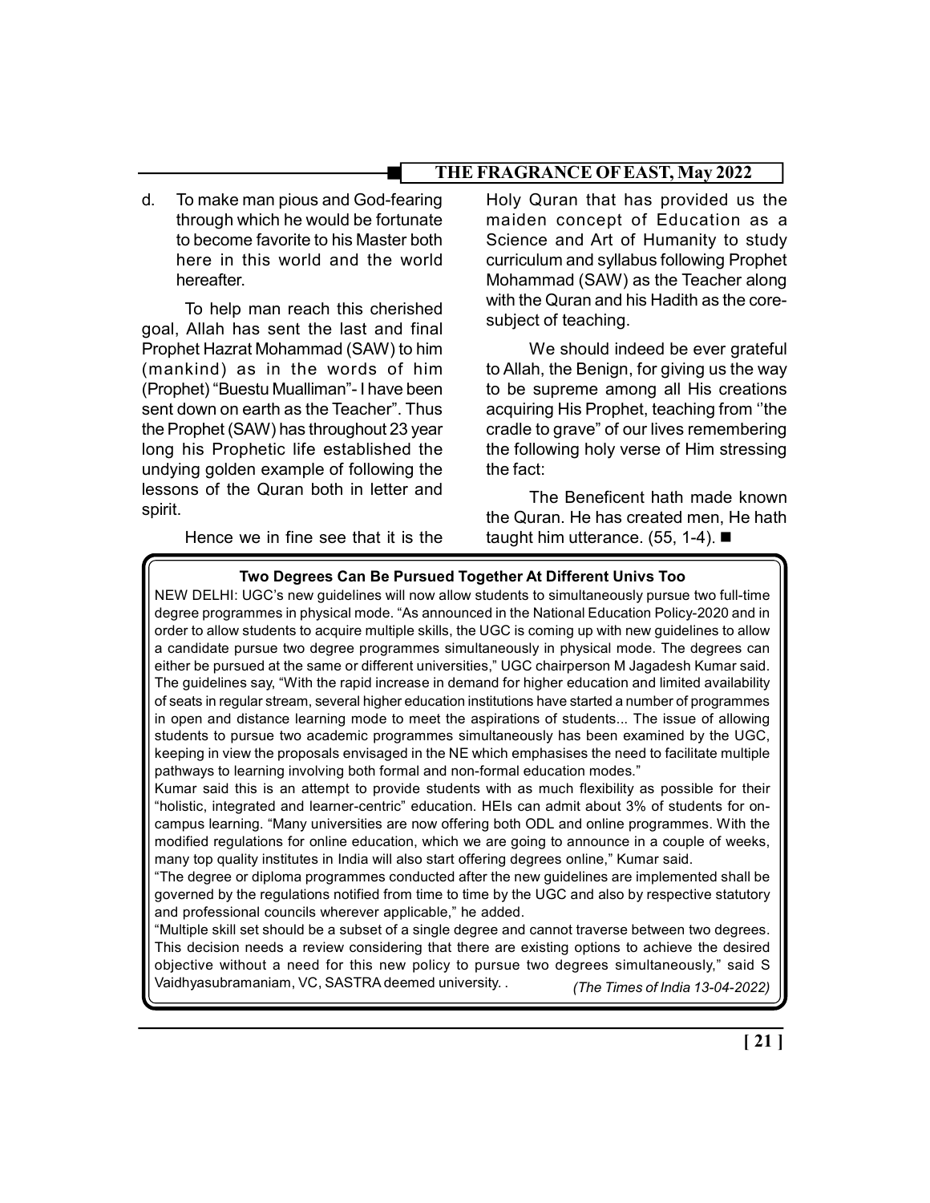d. To make man pious and God-fearing through which he would be fortunate to become favorite to his Master both here in this world and the world hereafter.

To help man reach this cherished goal, Allah has sent the last and final Prophet Hazrat Mohammad (SAW) to him (mankind) as in the words of him (Prophet) "Buestu Mualliman"- I have been sent down on earth as the Teacher". Thus the Prophet (SAW) has throughout 23 year long his Prophetic life established the undying golden example of following the lessons of the Quran both in letter and spirit.

Hence we in fine see that it is the Holy Quran that has provided us the maiden concept of Education as a Science and Art of Humanity to study curriculum and syllabus following Prophet Mohammad (SAW) as the Teacher along with the Quran and his Hadith as the core-subject of teaching.

We should indeed be ever grateful to Allah, the Benign, for giving us the way to be supreme among all His creations acquiring His Prophet, teaching from ''the cradle to grave" of our lives remembering the following holy verse of Him stressing the fact:

The Beneficent hath made known the Quran. He has created men, He hath taught him utterance. (55, 1-4). ■

**Two Degrees Can Be Pursued Together At Different Univs Too**

NEW DELHI: UGC's new guidelines will now allow students to simultaneously pursue two full-time degree programmes in physical mode. "As announced in the National Education Policy-2020 and in order to allow students to acquire multiple skills, the UGC is coming up with new guidelines to allow a candidate pursue two degree programmes simultaneously in physical mode. The degrees can either be pursued at the same or different universities," UGC chairperson M Jagadesh Kumar said. The guidelines say, "With the rapid increase in demand for higher education and limited availability of seats in regular stream, several higher education institutions have started a number of programmes in open and distance learning mode to meet the aspirations of students... The issue of allowing students to pursue two academic programmes simultaneously has been examined by the UGC, keeping in view the proposals envisaged in the NE which emphasises the need to facilitate multiple pathways to learning involving both formal and non-formal education modes."

Kumar said this is an attempt to provide students with as much flexibility as possible for their "holistic, integrated and learner-centric" education. HEIs can admit about 3% of students for on-campus learning. "Many universities are now offering both ODL and online programmes. With the modified regulations for online education, which we are going to announce in a couple of weeks, many top quality institutes in India will also start offering degrees online," Kumar said.

"The degree or diploma programmes conducted after the new guidelines are implemented shall be governed by the regulations notified from time to time by the UGC and also by respective statutory and professional councils wherever applicable," he added.

"Multiple skill set should be a subset of a single degree and cannot traverse between two degrees. This decision needs a review considering that there are existing options to achieve the desired objective without a need for this new policy to pursue two degrees simultaneously," said S Vaidhyasubramaniam, VC, SASTRA deemed university. .

*(The Times of India 13-04-2022)*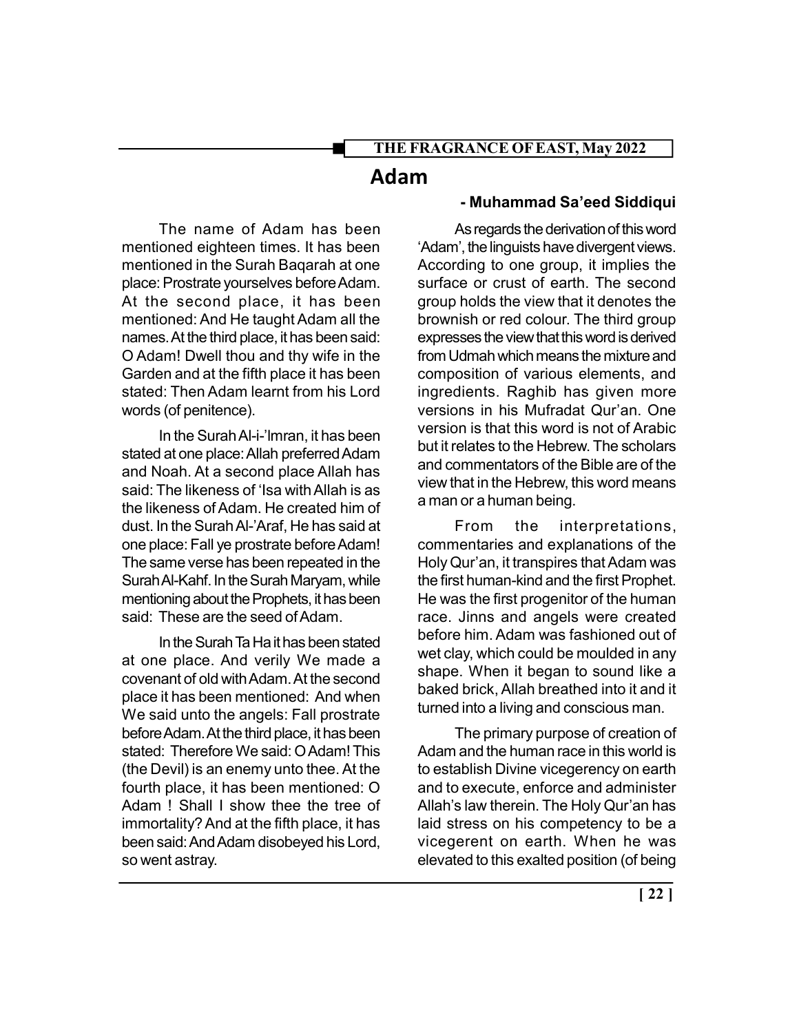# Adam

**- Muhammad Sa'eed Siddiqui**

The name of Adam has been mentioned eighteen times. It has been mentioned in the Surah Baqarah at one place: Prostrate yourselves before Adam. At the second place, it has been mentioned: And He taught Adam all the names. At the third place, it has been said: O Adam! Dwell thou and thy wife in the Garden and at the fifth place it has been stated: Then Adam learnt from his Lord words (of penitence).

In the Surah Al-i-'Imran, it has been stated at one place: Allah preferred Adam and Noah. At a second place Allah has said: The likeness of 'Isa with Allah is as the likeness of Adam. He created him of dust. In the Surah Al-'Araf, He has said at one place: Fall ye prostrate before Adam! The same verse has been repeated in the Surah Al-Kahf. In the Surah Maryam, while mentioning about the Prophets, it has been said: These are the seed of Adam.

In the Surah Ta Ha it has been stated at one place. And verily We made a covenant of old with Adam. At the second place it has been mentioned: And when We said unto the angels: Fall prostrate before Adam. At the third place, it has been stated: Therefore We said: O Adam! This (the Devil) is an enemy unto thee. At the fourth place, it has been mentioned: O Adam ! Shall I show thee the tree of immortality? And at the fifth place, it has been said: And Adam disobeyed his Lord, so went astray.

As regards the derivation of this word 'Adam', the linguists have divergent views. According to one group, it implies the surface or crust of earth. The second group holds the view that it denotes the brownish or red colour. The third group expresses the view that this word is derived from Udmah which means the mixture and composition of various elements, and ingredients. Raghib has given more versions in his Mufradat Qur'an. One version is that this word is not of Arabic but it relates to the Hebrew. The scholars and commentators of the Bible are of the view that in the Hebrew, this word means a man or a human being.

From the interpretations, commentaries and explanations of the Holy Qur'an, it transpires that Adam was the first human-kind and the first Prophet. He was the first progenitor of the human race. Jinns and angels were created before him. Adam was fashioned out of wet clay, which could be moulded in any shape. When it began to sound like a baked brick, Allah breathed into it and it turned into a living and conscious man.

The primary purpose of creation of Adam and the human race in this world is to establish Divine vicegerency on earth and to execute, enforce and administer Allah's law therein. The Holy Qur'an has laid stress on his competency to be a vicegerent on earth. When he was elevated to this exalted position (of being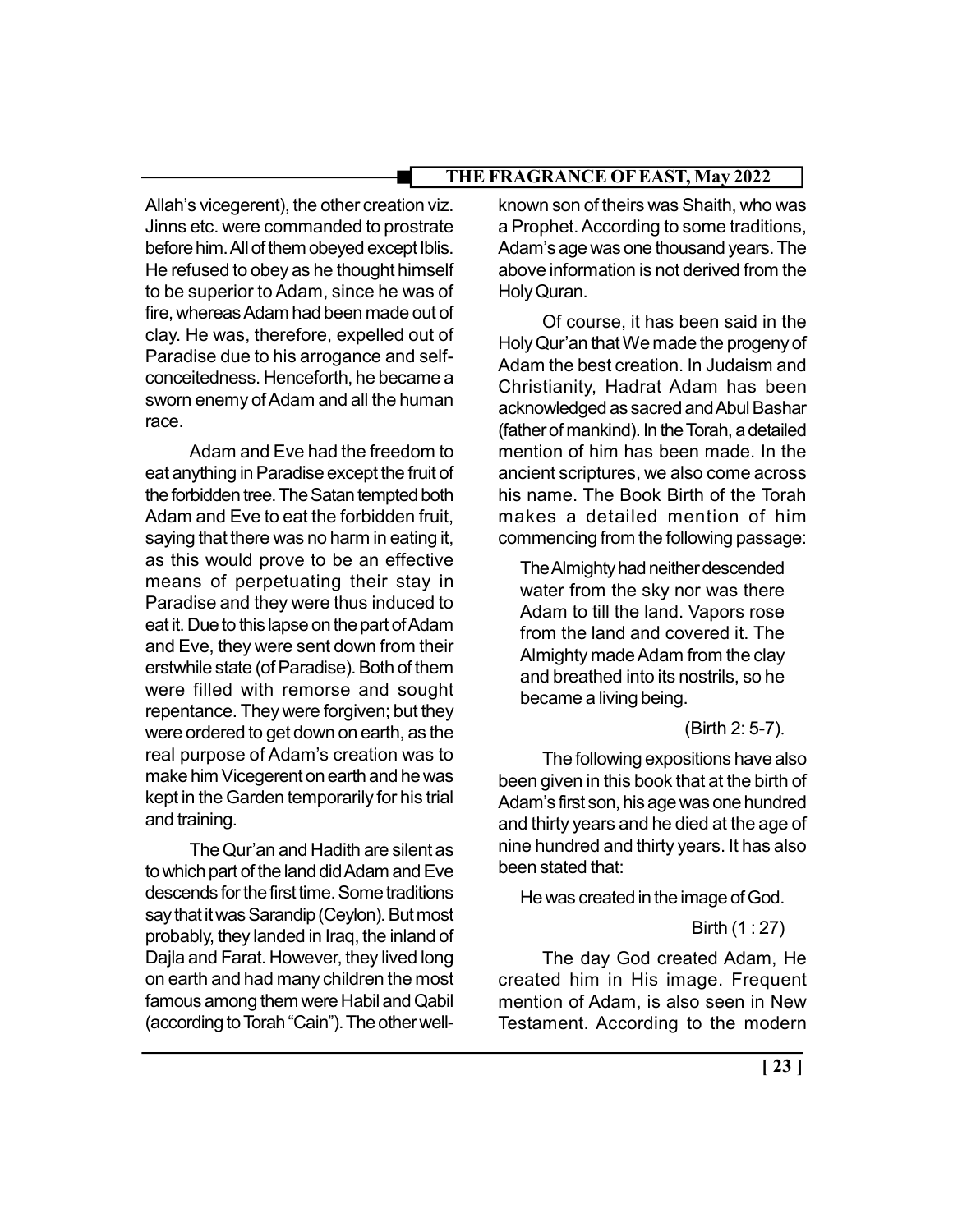Allah's vicegerent), the other creation viz. Jinns etc. were commanded to prostrate before him. All of them obeyed except Iblis. He refused to obey as he thought himself to be superior to Adam, since he was of fire, whereas Adam had been made out of clay. He was, therefore, expelled out of Paradise due to his arrogance and self-conceitedness. Henceforth, he became a sworn enemy of Adam and all the human race.

Adam and Eve had the freedom to eat anything in Paradise except the fruit of the forbidden tree. The Satan tempted both Adam and Eve to eat the forbidden fruit, saying that there was no harm in eating it, as this would prove to be an effective means of perpetuating their stay in Paradise and they were thus induced to eat it. Due to this lapse on the part of Adam and Eve, they were sent down from their erstwhile state (of Paradise). Both of them were filled with remorse and sought repentance. They were forgiven; but they were ordered to get down on earth, as the real purpose of Adam's creation was to make him Vicegerent on earth and he was kept in the Garden temporarily for his trial and training.

The Qur'an and Hadith are silent as to which part of the land did Adam and Eve descends for the first time. Some traditions say that it was Sarandip (Ceylon). But most probably, they landed in Iraq, the inland of Dajla and Farat. However, they lived long on earth and had many children the most famous among them were Habil and Qabil (according to Torah "Cain"). The other well-known son of theirs was Shaith, who was a Prophet. According to some traditions, Adam's age was one thousand years. The above information is not derived from the Holy Quran.

Of course, it has been said in the Holy Qur'an that We made the progeny of Adam the best creation. In Judaism and Christianity, Hadrat Adam has been acknowledged as sacred and Abul Bashar (father of mankind). In the Torah, a detailed mention of him has been made. In the ancient scriptures, we also come across his name. The Book Birth of the Torah makes a detailed mention of him commencing from the following passage:

> The Almighty had neither descended water from the sky nor was there Adam to till the land. Vapors rose from the land and covered it. The Almighty made Adam from the clay and breathed into its nostrils, so he became a living being.
>
> (Birth 2: 5-7).

The following expositions have also been given in this book that at the birth of Adam's first son, his age was one hundred and thirty years and he died at the age of nine hundred and thirty years. It has also been stated that:

> He was created in the image of God.
>
> Birth (1 : 27)

The day God created Adam, He created him in His image. Frequent mention of Adam, is also seen in New Testament. According to the modern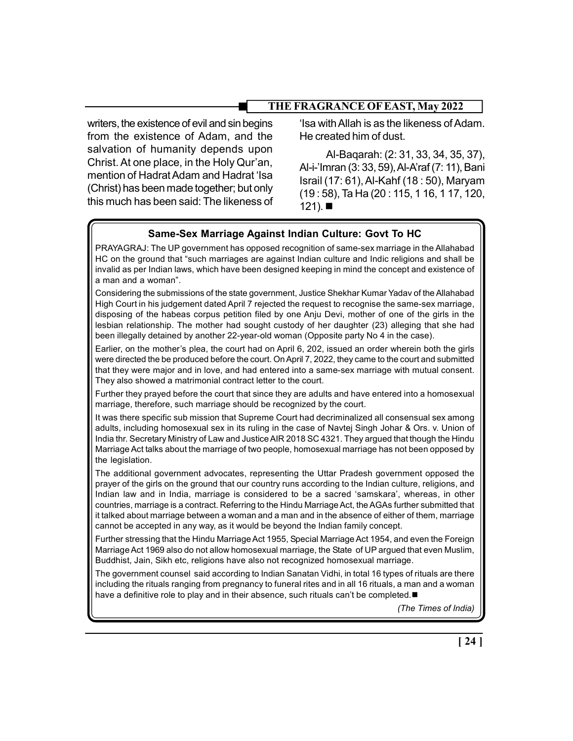writers, the existence of evil and sin begins from the existence of Adam, and the salvation of humanity depends upon Christ. At one place, in the Holy Qur'an, mention of Hadrat Adam and Hadrat 'Isa (Christ) has been made together; but only this much has been said: The likeness of 'Isa with Allah is as the likeness of Adam. He created him of dust.

Al-Baqarah: (2: 31, 33, 34, 35, 37), Al-i-'Imran (3: 33, 59), Al-A'raf (7: 11), Bani Israil (17: 61), Al-Kahf (18 : 50), Maryam (19 : 58), Ta Ha (20 : 115, 1 16, 1 17, 120, 121). ■

## Same-Sex Marriage Against Indian Culture: Govt To HC

PRAYAGRAJ: The UP government has opposed recognition of same-sex marriage in the Allahabad HC on the ground that "such marriages are against Indian culture and Indic religions and shall be invalid as per Indian laws, which have been designed keeping in mind the concept and existence of a man and a woman".

Considering the submissions of the state government, Justice Shekhar Kumar Yadav of the Allahabad High Court in his judgement dated April 7 rejected the request to recognise the same-sex marriage, disposing of the habeas corpus petition filed by one Anju Devi, mother of one of the girls in the lesbian relationship. The mother had sought custody of her daughter (23) alleging that she had been illegally detained by another 22-year-old woman (Opposite party No 4 in the case).

Earlier, on the mother's plea, the court had on April 6, 202, issued an order wherein both the girls were directed the be produced before the court. On April 7, 2022, they came to the court and submitted that they were major and in love, and had entered into a same-sex marriage with mutual consent. They also showed a matrimonial contract letter to the court.

Further they prayed before the court that since they are adults and have entered into a homosexual marriage, therefore, such marriage should be recognized by the court.

It was there specific sub mission that Supreme Court had decriminalized all consensual sex among adults, including homosexual sex in its ruling in the case of Navtej Singh Johar & Ors. v. Union of India thr. Secretary Ministry of Law and Justice AIR 2018 SC 4321. They argued that though the Hindu Marriage Act talks about the marriage of two people, homosexual marriage has not been opposed by the legislation.

The additional government advocates, representing the Uttar Pradesh government opposed the prayer of the girls on the ground that our country runs according to the Indian culture, religions, and Indian law and in India, marriage is considered to be a sacred 'samskara', whereas, in other countries, marriage is a contract. Referring to the Hindu Marriage Act, the AGAs further submitted that it talked about marriage between a woman and a man and in the absence of either of them, marriage cannot be accepted in any way, as it would be beyond the Indian family concept.

Further stressing that the Hindu Marriage Act 1955, Special Marriage Act 1954, and even the Foreign Marriage Act 1969 also do not allow homosexual marriage, the State of UP argued that even Muslim, Buddhist, Jain, Sikh etc, religions have also not recognized homosexual marriage.

The government counsel said according to Indian Sanatan Vidhi, in total 16 types of rituals are there including the rituals ranging from pregnancy to funeral rites and in all 16 rituals, a man and a woman have a definitive role to play and in their absence, such rituals can't be completed. ■

*(The Times of India)*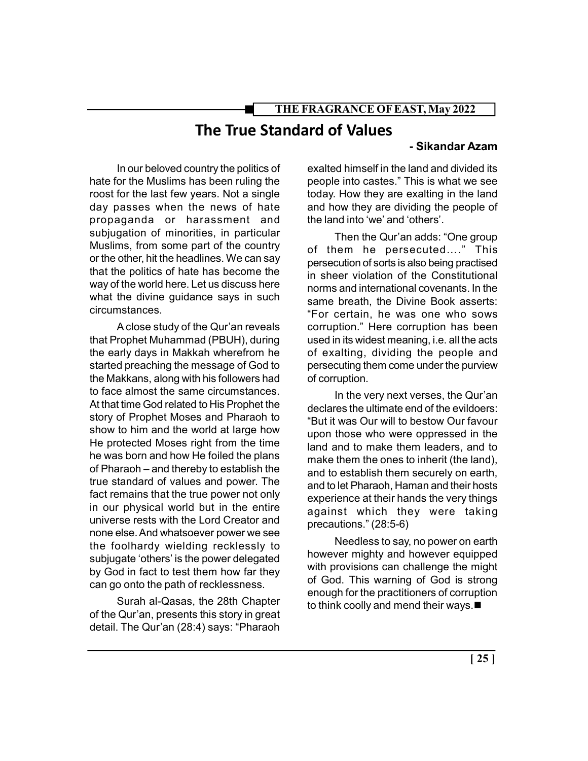# The True Standard of Values

**- Sikandar Azam**

In our beloved country the politics of hate for the Muslims has been ruling the roost for the last few years. Not a single day passes when the news of hate propaganda or harassment and subjugation of minorities, in particular Muslims, from some part of the country or the other, hit the headlines. We can say that the politics of hate has become the way of the world here. Let us discuss here what the divine guidance says in such circumstances.

A close study of the Qur'an reveals that Prophet Muhammad (PBUH), during the early days in Makkah wherefrom he started preaching the message of God to the Makkans, along with his followers had to face almost the same circumstances. At that time God related to His Prophet the story of Prophet Moses and Pharaoh to show to him and the world at large how He protected Moses right from the time he was born and how He foiled the plans of Pharaoh – and thereby to establish the true standard of values and power. The fact remains that the true power not only in our physical world but in the entire universe rests with the Lord Creator and none else. And whatsoever power we see the foolhardy wielding recklessly to subjugate 'others' is the power delegated by God in fact to test them how far they can go onto the path of recklessness.

Surah al-Qasas, the 28th Chapter of the Qur'an, presents this story in great detail. The Qur'an (28:4) says: "Pharaoh exalted himself in the land and divided its people into castes." This is what we see today. How they are exalting in the land and how they are dividing the people of the land into 'we' and 'others'.

Then the Qur'an adds: "One group of them he persecuted...." This persecution of sorts is also being practised in sheer violation of the Constitutional norms and international covenants. In the same breath, the Divine Book asserts: "For certain, he was one who sows corruption." Here corruption has been used in its widest meaning, i.e. all the acts of exalting, dividing the people and persecuting them come under the purview of corruption.

In the very next verses, the Qur'an declares the ultimate end of the evildoers: "But it was Our will to bestow Our favour upon those who were oppressed in the land and to make them leaders, and to make them the ones to inherit (the land), and to establish them securely on earth, and to let Pharaoh, Haman and their hosts experience at their hands the very things against which they were taking precautions." (28:5-6)

Needless to say, no power on earth however mighty and however equipped with provisions can challenge the might of God. This warning of God is strong enough for the practitioners of corruption to think coolly and mend their ways.■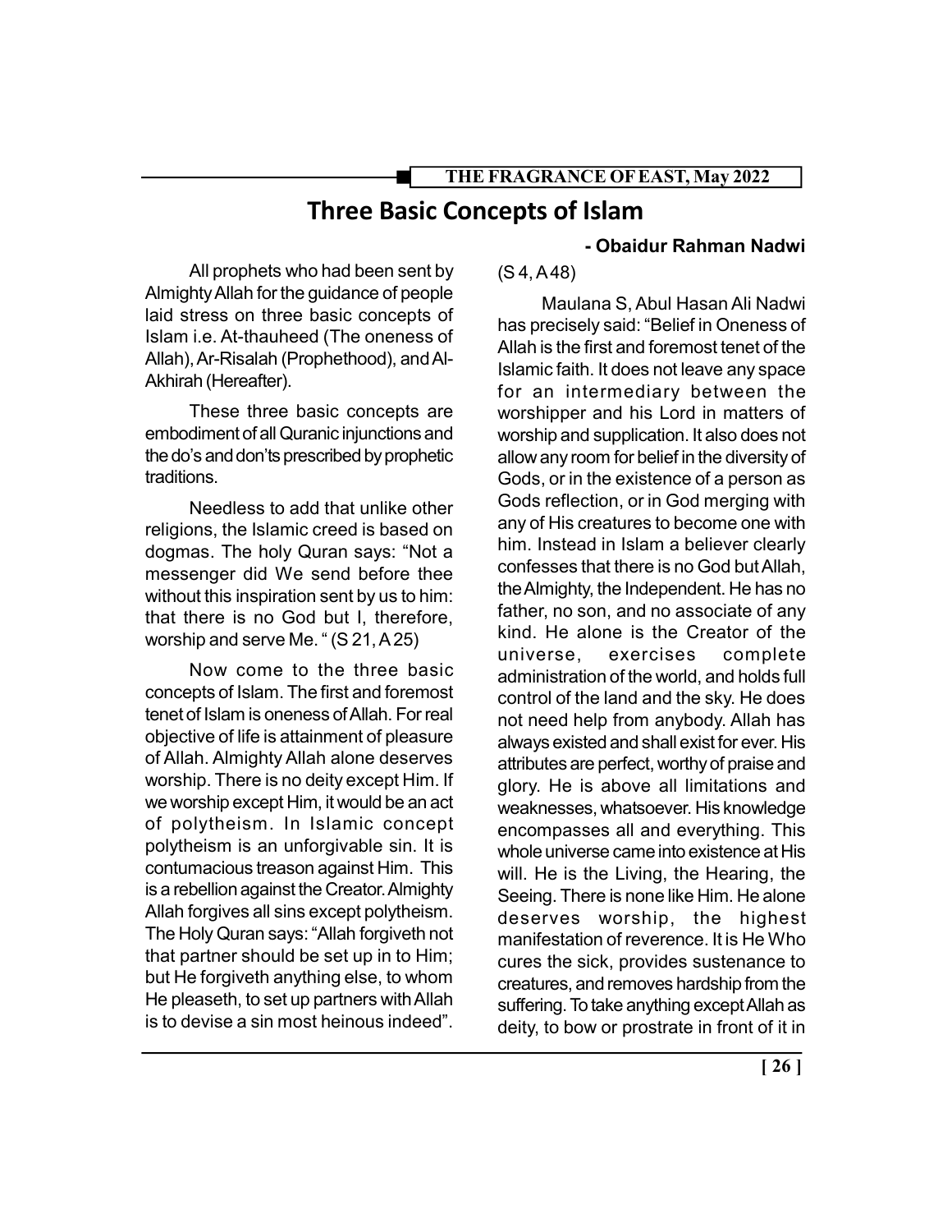# Three Basic Concepts of Islam

**- Obaidur Rahman Nadwi**

All prophets who had been sent by Almighty Allah for the guidance of people laid stress on three basic concepts of Islam i.e. At-thauheed (The oneness of Allah), Ar-Risalah (Prophethood), and Al-Akhirah (Hereafter).

These three basic concepts are embodiment of all Quranic injunctions and the do's and don'ts prescribed by prophetic traditions.

Needless to add that unlike other religions, the Islamic creed is based on dogmas. The holy Quran says: "Not a messenger did We send before thee without this inspiration sent by us to him: that there is no God but I, therefore, worship and serve Me. " (S 21, A 25)

Now come to the three basic concepts of Islam. The first and foremost tenet of Islam is oneness of Allah. For real objective of life is attainment of pleasure of Allah. Almighty Allah alone deserves worship. There is no deity except Him. If we worship except Him, it would be an act of polytheism. In Islamic concept polytheism is an unforgivable sin. It is contumacious treason against Him. This is a rebellion against the Creator. Almighty Allah forgives all sins except polytheism. The Holy Quran says: "Allah forgiveth not that partner should be set up in to Him; but He forgiveth anything else, to whom He pleaseth, to set up partners with Allah is to devise a sin most heinous indeed". (S 4, A 48)

Maulana S, Abul Hasan Ali Nadwi has precisely said: "Belief in Oneness of Allah is the first and foremost tenet of the Islamic faith. It does not leave any space for an intermediary between the worshipper and his Lord in matters of worship and supplication. It also does not allow any room for belief in the diversity of Gods, or in the existence of a person as Gods reflection, or in God merging with any of His creatures to become one with him. Instead in Islam a believer clearly confesses that there is no God but Allah, the Almighty, the Independent. He has no father, no son, and no associate of any kind. He alone is the Creator of the universe, exercises complete administration of the world, and holds full control of the land and the sky. He does not need help from anybody. Allah has always existed and shall exist for ever. His attributes are perfect, worthy of praise and glory. He is above all limitations and weaknesses, whatsoever. His knowledge encompasses all and everything. This whole universe came into existence at His will. He is the Living, the Hearing, the Seeing. There is none like Him. He alone deserves worship, the highest manifestation of reverence. It is He Who cures the sick, provides sustenance to creatures, and removes hardship from the suffering. To take anything except Allah as deity, to bow or prostrate in front of it in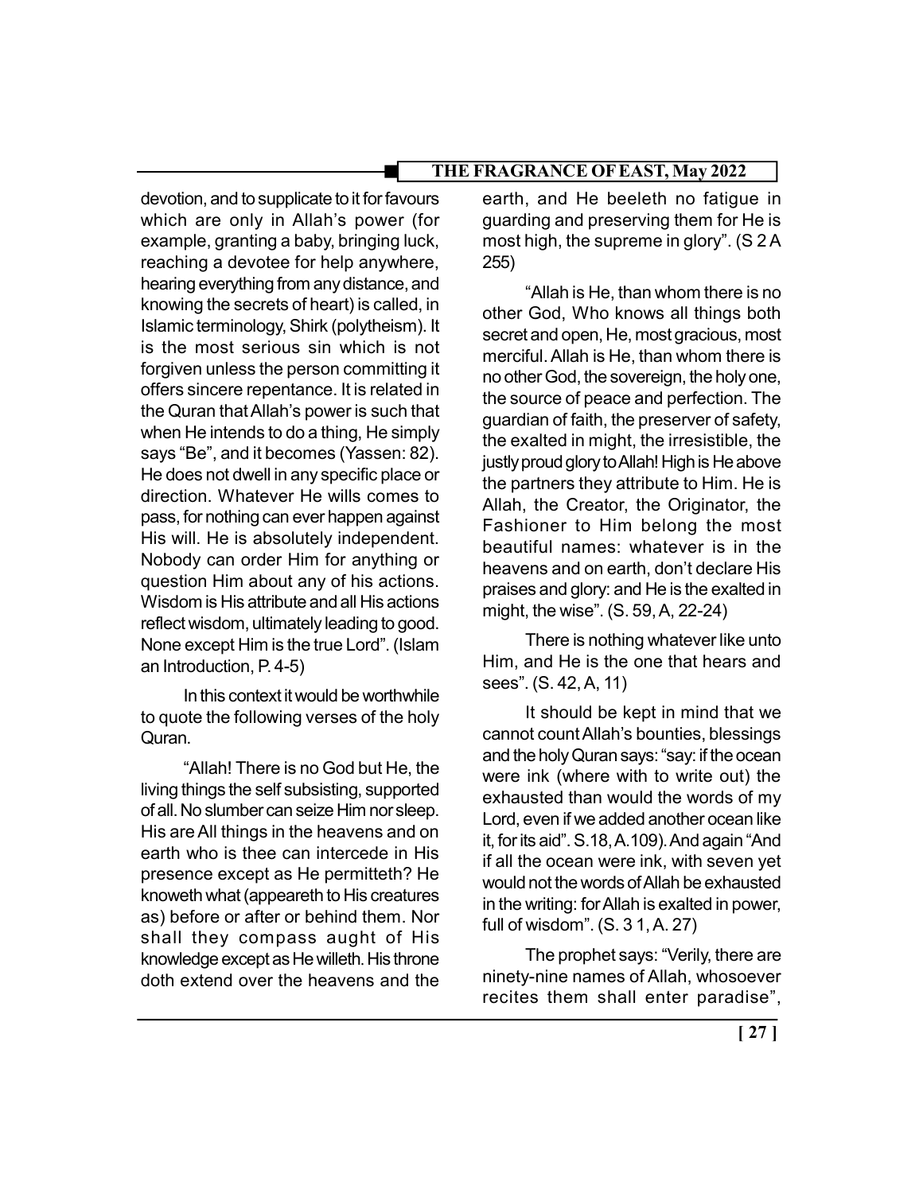devotion, and to supplicate to it for favours which are only in Allah's power (for example, granting a baby, bringing luck, reaching a devotee for help anywhere, hearing everything from any distance, and knowing the secrets of heart) is called, in Islamic terminology, Shirk (polytheism). It is the most serious sin which is not forgiven unless the person committing it offers sincere repentance. It is related in the Quran that Allah's power is such that when He intends to do a thing, He simply says "Be", and it becomes (Yassen: 82). He does not dwell in any specific place or direction. Whatever He wills comes to pass, for nothing can ever happen against His will. He is absolutely independent. Nobody can order Him for anything or question Him about any of his actions. Wisdom is His attribute and all His actions reflect wisdom, ultimately leading to good. None except Him is the true Lord". (Islam an Introduction, P. 4-5)

In this context it would be worthwhile to quote the following verses of the holy Quran.

"Allah! There is no God but He, the living things the self subsisting, supported of all. No slumber can seize Him nor sleep. His are All things in the heavens and on earth who is thee can intercede in His presence except as He permitteth? He knoweth what (appeareth to His creatures as) before or after or behind them. Nor shall they compass aught of His knowledge except as He willeth. His throne doth extend over the heavens and the earth, and He beeleth no fatigue in guarding and preserving them for He is most high, the supreme in glory". (S 2 A 255)

"Allah is He, than whom there is no other God, Who knows all things both secret and open, He, most gracious, most merciful. Allah is He, than whom there is no other God, the sovereign, the holy one, the source of peace and perfection. The guardian of faith, the preserver of safety, the exalted in might, the irresistible, the justly proud glory to Allah! High is He above the partners they attribute to Him. He is Allah, the Creator, the Originator, the Fashioner to Him belong the most beautiful names: whatever is in the heavens and on earth, don't declare His praises and glory: and He is the exalted in might, the wise". (S. 59, A, 22-24)

There is nothing whatever like unto Him, and He is the one that hears and sees". (S. 42, A, 11)

It should be kept in mind that we cannot count Allah's bounties, blessings and the holy Quran says: "say: if the ocean were ink (where with to write out) the exhausted than would the words of my Lord, even if we added another ocean like it, for its aid". S.18, A.109). And again "And if all the ocean were ink, with seven yet would not the words of Allah be exhausted in the writing: for Allah is exalted in power, full of wisdom". (S. 3 1, A. 27)

The prophet says: "Verily, there are ninety-nine names of Allah, whosoever recites them shall enter paradise",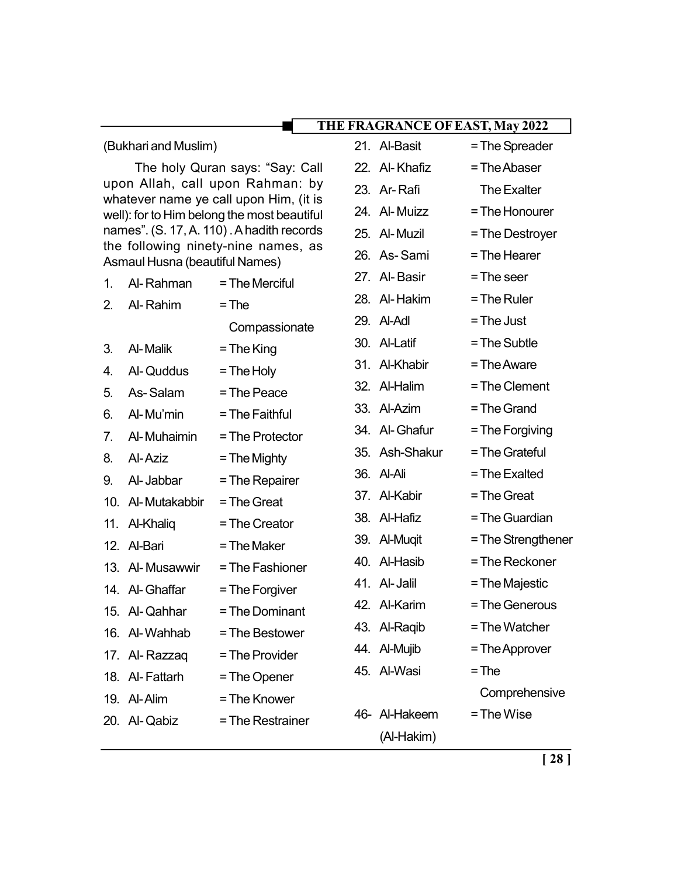(Bukhari and Muslim)

The holy Quran says: "Say: Call upon Allah, call upon Rahman: by whatever name ye call upon Him, (it is well): for to Him belong the most beautiful names". (S. 17, A. 110) . A hadith records the following ninety-nine names, as Asmaul Husna (beautiful Names)

1. Al- Rahman = The Merciful
2. Al- Rahim = The Compassionate
3. Al- Malik = The King
4. Al- Quddus = The Holy
5. As- Salam = The Peace
6. Al- Mu'min = The Faithful
7. Al- Muhaimin = The Protector
8. Al- Aziz = The Mighty
9. Al- Jabbar = The Repairer
10. Al- Mutakabbir = The Great
11. Al-Khaliq = The Creator
12. Al-Bari = The Maker
13. Al- Musawwir = The Fashioner
14. Al- Ghaffar = The Forgiver
15. Al- Qahhar = The Dominant
16. Al- Wahhab = The Bestower
17. Al- Razzaq = The Provider
18. Al- Fattarh = The Opener
19. Al- Alim = The Knower
20. Al- Qabiz = The Restrainer
21. Al-Basit = The Spreader
22. Al- Khafiz = The Abaser
23. Ar- Rafi The Exalter
24. Al- Muizz = The Honourer
25. Al- Muzil = The Destroyer
26. As- Sami = The Hearer
27. Al- Basir = The seer
28. Al- Hakim = The Ruler
29. Al-Adl = The Just
30. Al-Latif = The Subtle
31. Al-Khabir = The Aware
32. Al-Halim = The Clement
33. Al-Azim = The Grand
34. Al- Ghafur = The Forgiving
35. Ash-Shakur = The Grateful
36. Al-Ali = The Exalted
37. Al-Kabir = The Great
38. Al-Hafiz = The Guardian
39. Al-Muqit = The Strengthener
40. Al-Hasib = The Reckoner
41. Al- Jalil = The Majestic
42. Al-Karim = The Generous
43. Al-Raqib = The Watcher
44. Al-Mujib = The Approver
45. Al-Wasi = The Comprehensive

46- Al-Hakeem (Al-Hakim) = The Wise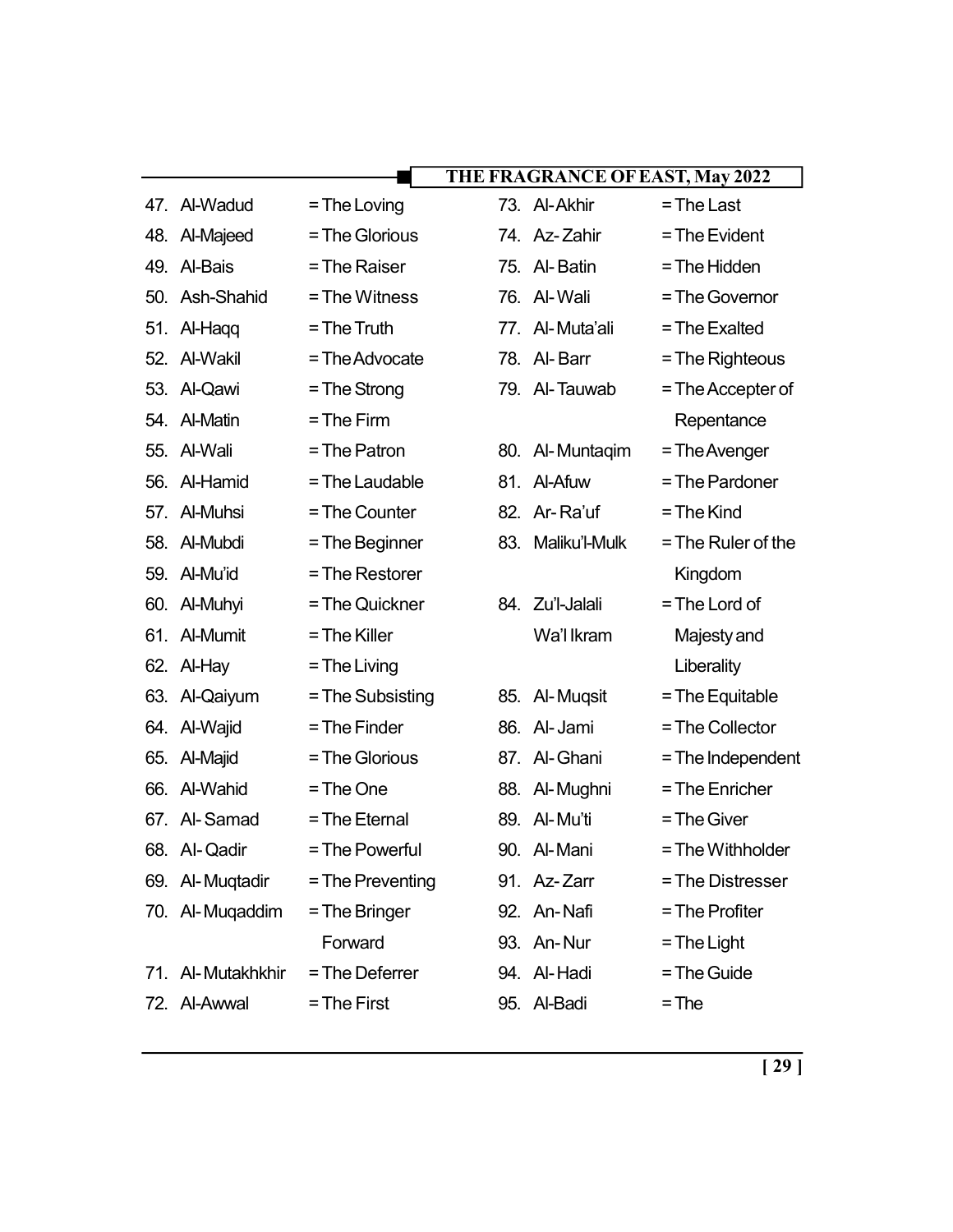47. Al-Wadud = The Loving
48. Al-Majeed = The Glorious
49. Al-Bais = The Raiser
50. Ash-Shahid = The Witness
51. Al-Haqq = The Truth
52. Al-Wakil = The Advocate
53. Al-Qawi = The Strong
54. Al-Matin = The Firm
55. Al-Wali = The Patron
56. Al-Hamid = The Laudable
57. Al-Muhsi = The Counter
58. Al-Mubdi = The Beginner
59. Al-Mu'id = The Restorer
60. Al-Muhyi = The Quickner
61. Al-Mumit = The Killer
62. Al-Hay = The Living
63. Al-Qaiyum = The Subsisting
64. Al-Wajid = The Finder
65. Al-Majid = The Glorious
66. Al-Wahid = The One
67. Al- Samad = The Eternal
68. Al- Qadir = The Powerful
69. Al- Muqtadir = The Preventing
70. Al- Muqaddim = The Bringer Forward
71. Al- Mutakhkhir = The Deferrer
72. Al-Awwal = The First
73. Al-Akhir = The Last
74. Az- Zahir = The Evident
75. Al- Batin = The Hidden
76. Al- Wali = The Governor
77. Al- Muta'ali = The Exalted
78. Al- Barr = The Righteous
79. Al- Tauwab = The Accepter of Repentance
80. Al- Muntaqim = The Avenger
81. Al-Afuw = The Pardoner
82. Ar- Ra'uf = The Kind
83. Maliku'l-Mulk = The Ruler of the Kingdom
84. Zu'l-Jalali Wa'l Ikram = The Lord of Majesty and Liberality
85. Al- Muqsit = The Equitable
86. Al- Jami = The Collector
87. Al- Ghani = The Independent
88. Al- Mughni = The Enricher
89. Al- Mu'ti = The Giver
90. Al- Mani = The Withholder
91. Az- Zarr = The Distresser
92. An- Nafi = The Profiter
93. An- Nur = The Light
94. Al- Hadi = The Guide
95. Al-Badi = The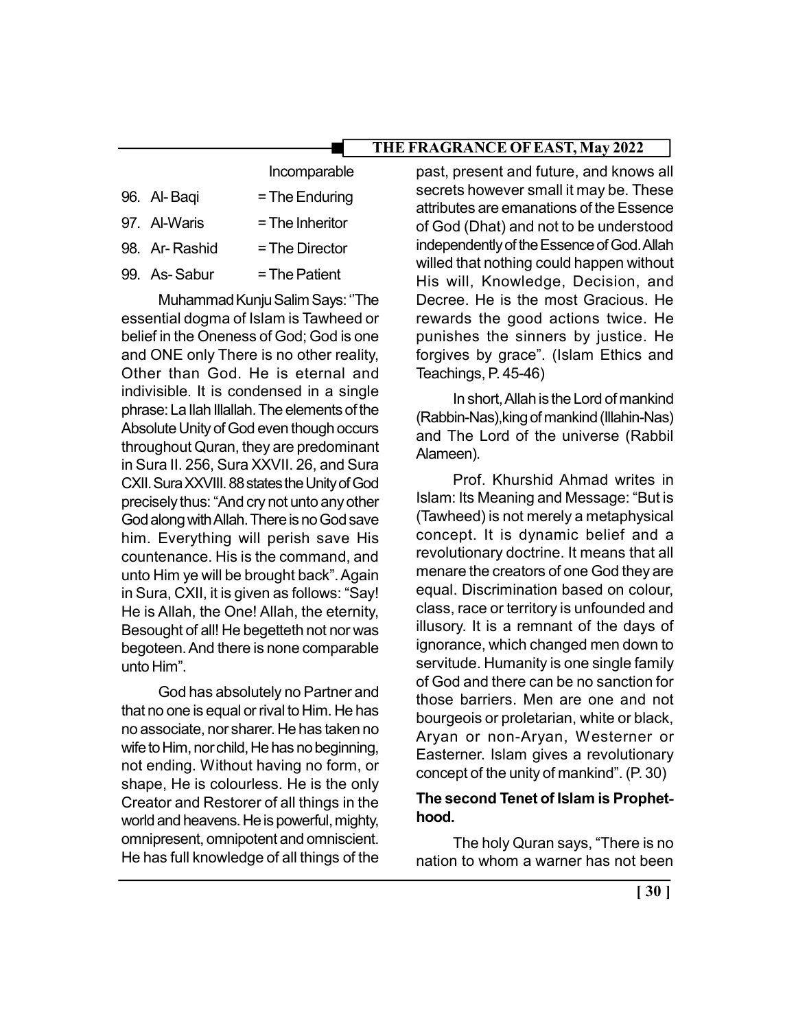Incomparable

96. Al- Baqi = The Enduring
97. Al-Waris = The Inheritor
98. Ar- Rashid = The Director
99. As- Sabur = The Patient

Muhammad Kunju Salim Says: ''The essential dogma of Islam is Tawheed or belief in the Oneness of God; God is one and ONE only There is no other reality, Other than God. He is eternal and indivisible. It is condensed in a single phrase: La Ilah Illallah. The elements of the Absolute Unity of God even though occurs throughout Quran, they are predominant in Sura II. 256, Sura XXVII. 26, and Sura CXII. Sura XXVIII. 88 states the Unity of God precisely thus: "And cry not unto any other God along with Allah. There is no God save him. Everything will perish save His countenance. His is the command, and unto Him ye will be brought back". Again in Sura, CXII, it is given as follows: "Say! He is Allah, the One! Allah, the eternity, Besought of all! He begetteth not nor was begoteen. And there is none comparable unto Him".

God has absolutely no Partner and that no one is equal or rival to Him. He has no associate, nor sharer. He has taken no wife to Him, nor child, He has no beginning, not ending. Without having no form, or shape, He is colourless. He is the only Creator and Restorer of all things in the world and heavens. He is powerful, mighty, omnipresent, omnipotent and omniscient. He has full knowledge of all things of the past, present and future, and knows all secrets however small it may be. These attributes are emanations of the Essence of God (Dhat) and not to be understood independently of the Essence of God. Allah willed that nothing could happen without His will, Knowledge, Decision, and Decree. He is the most Gracious. He rewards the good actions twice. He punishes the sinners by justice. He forgives by grace". (Islam Ethics and Teachings, P. 45-46)

In short, Allah is the Lord of mankind (Rabbin-Nas),king of mankind (Illahin-Nas) and The Lord of the universe (Rabbil Alameen).

Prof. Khurshid Ahmad writes in Islam: Its Meaning and Message: "But is (Tawheed) is not merely a metaphysical concept. It is dynamic belief and a revolutionary doctrine. It means that all menare the creators of one God they are equal. Discrimination based on colour, class, race or territory is unfounded and illusory. It is a remnant of the days of ignorance, which changed men down to servitude. Humanity is one single family of God and there can be no sanction for those barriers. Men are one and not bourgeois or proletarian, white or black, Aryan or non-Aryan, Westerner or Easterner. Islam gives a revolutionary concept of the unity of mankind". (P. 30)

**The second Tenet of Islam is Prophet-hood.**

The holy Quran says, "There is no nation to whom a warner has not been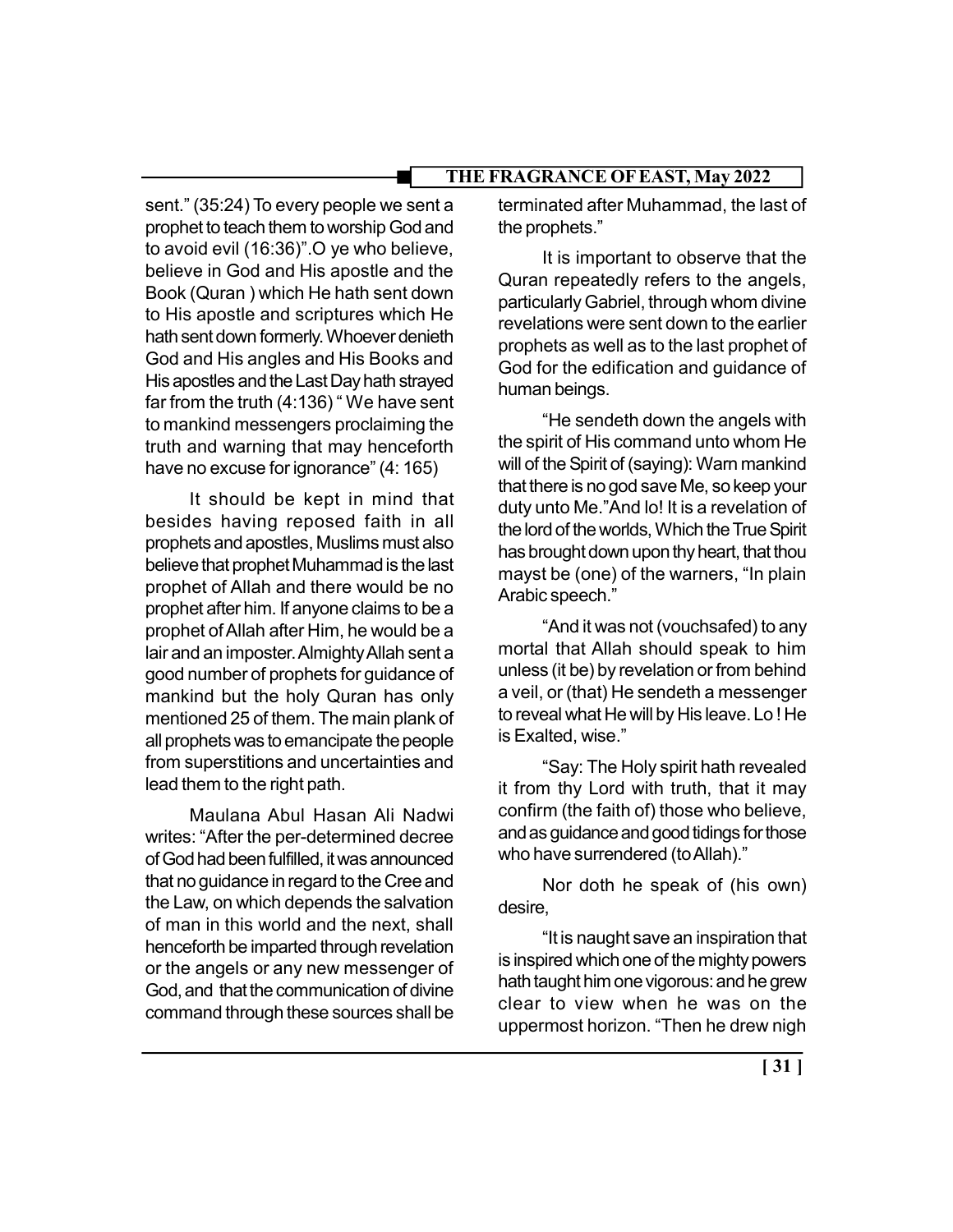sent." (35:24) To every people we sent a prophet to teach them to worship God and to avoid evil (16:36)".O ye who believe, believe in God and His apostle and the Book (Quran ) which He hath sent down to His apostle and scriptures which He hath sent down formerly. Whoever denieth God and His angles and His Books and His apostles and the Last Day hath strayed far from the truth (4:136) " We have sent to mankind messengers proclaiming the truth and warning that may henceforth have no excuse for ignorance" (4: 165)

It should be kept in mind that besides having reposed faith in all prophets and apostles, Muslims must also believe that prophet Muhammad is the last prophet of Allah and there would be no prophet after him. If anyone claims to be a prophet of Allah after Him, he would be a lair and an imposter. Almighty Allah sent a good number of prophets for guidance of mankind but the holy Quran has only mentioned 25 of them. The main plank of all prophets was to emancipate the people from superstitions and uncertainties and lead them to the right path.

Maulana Abul Hasan Ali Nadwi writes: "After the per-determined decree of God had been fulfilled, it was announced that no guidance in regard to the Cree and the Law, on which depends the salvation of man in this world and the next, shall henceforth be imparted through revelation or the angels or any new messenger of God, and that the communication of divine command through these sources shall be terminated after Muhammad, the last of the prophets."

It is important to observe that the Quran repeatedly refers to the angels, particularly Gabriel, through whom divine revelations were sent down to the earlier prophets as well as to the last prophet of God for the edification and guidance of human beings.

"He sendeth down the angels with the spirit of His command unto whom He will of the Spirit of (saying): Warn mankind that there is no god save Me, so keep your duty unto Me."And lo! It is a revelation of the lord of the worlds, Which the True Spirit has brought down upon thy heart, that thou mayst be (one) of the warners, "In plain Arabic speech."

"And it was not (vouchsafed) to any mortal that Allah should speak to him unless (it be) by revelation or from behind a veil, or (that) He sendeth a messenger to reveal what He will by His leave. Lo ! He is Exalted, wise."

"Say: The Holy spirit hath revealed it from thy Lord with truth, that it may confirm (the faith of) those who believe, and as guidance and good tidings for those who have surrendered (to Allah)."

Nor doth he speak of (his own) desire,

"It is naught save an inspiration that is inspired which one of the mighty powers hath taught him one vigorous: and he grew clear to view when he was on the uppermost horizon. "Then he drew nigh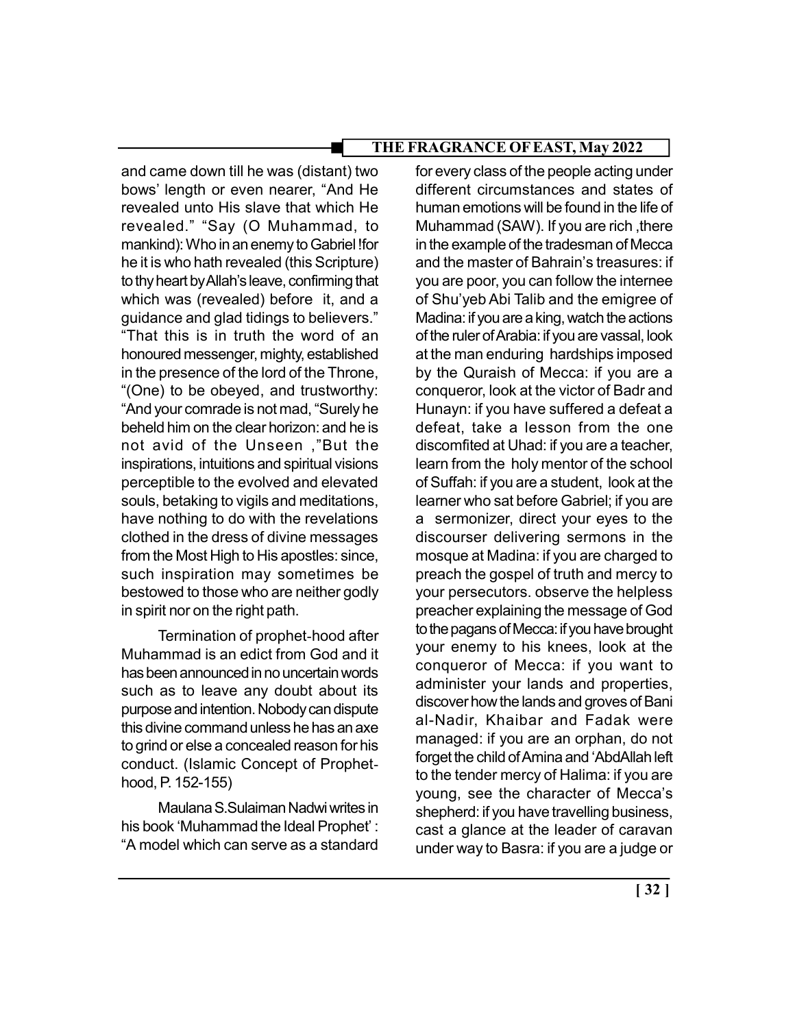and came down till he was (distant) two bows' length or even nearer, "And He revealed unto His slave that which He revealed." "Say (O Muhammad, to mankind): Who in an enemy to Gabriel !for he it is who hath revealed (this Scripture) to thy heart by Allah's leave, confirming that which was (revealed) before it, and a guidance and glad tidings to believers." "That this is in truth the word of an honoured messenger, mighty, established in the presence of the lord of the Throne, "(One) to be obeyed, and trustworthy: "And your comrade is not mad, "Surely he beheld him on the clear horizon: and he is not avid of the Unseen ,"But the inspirations, intuitions and spiritual visions perceptible to the evolved and elevated souls, betaking to vigils and meditations, have nothing to do with the revelations clothed in the dress of divine messages from the Most High to His apostles: since, such inspiration may sometimes be bestowed to those who are neither godly in spirit nor on the right path.

Termination of prophet-hood after Muhammad is an edict from God and it has been announced in no uncertain words such as to leave any doubt about its purpose and intention. Nobody can dispute this divine command unless he has an axe to grind or else a concealed reason for his conduct. (Islamic Concept of Prophet-hood, P. 152-155)

Maulana S.Sulaiman Nadwi writes in his book 'Muhammad the Ideal Prophet' : "A model which can serve as a standard for every class of the people acting under different circumstances and states of human emotions will be found in the life of Muhammad (SAW). If you are rich ,there in the example of the tradesman of Mecca and the master of Bahrain's treasures: if you are poor, you can follow the internee of Shu'yeb Abi Talib and the emigree of Madina: if you are a king, watch the actions of the ruler of Arabia: if you are vassal, look at the man enduring hardships imposed by the Quraish of Mecca: if you are a conqueror, look at the victor of Badr and Hunayn: if you have suffered a defeat a defeat, take a lesson from the one discomfited at Uhad: if you are a teacher, learn from the holy mentor of the school of Suffah: if you are a student, look at the learner who sat before Gabriel; if you are a sermonizer, direct your eyes to the discourser delivering sermons in the mosque at Madina: if you are charged to preach the gospel of truth and mercy to your persecutors. observe the helpless preacher explaining the message of God to the pagans of Mecca: if you have brought your enemy to his knees, look at the conqueror of Mecca: if you want to administer your lands and properties, discover how the lands and groves of Bani al-Nadir, Khaibar and Fadak were managed: if you are an orphan, do not forget the child of Amina and 'AbdAllah left to the tender mercy of Halima: if you are young, see the character of Mecca's shepherd: if you have travelling business, cast a glance at the leader of caravan under way to Basra: if you are a judge or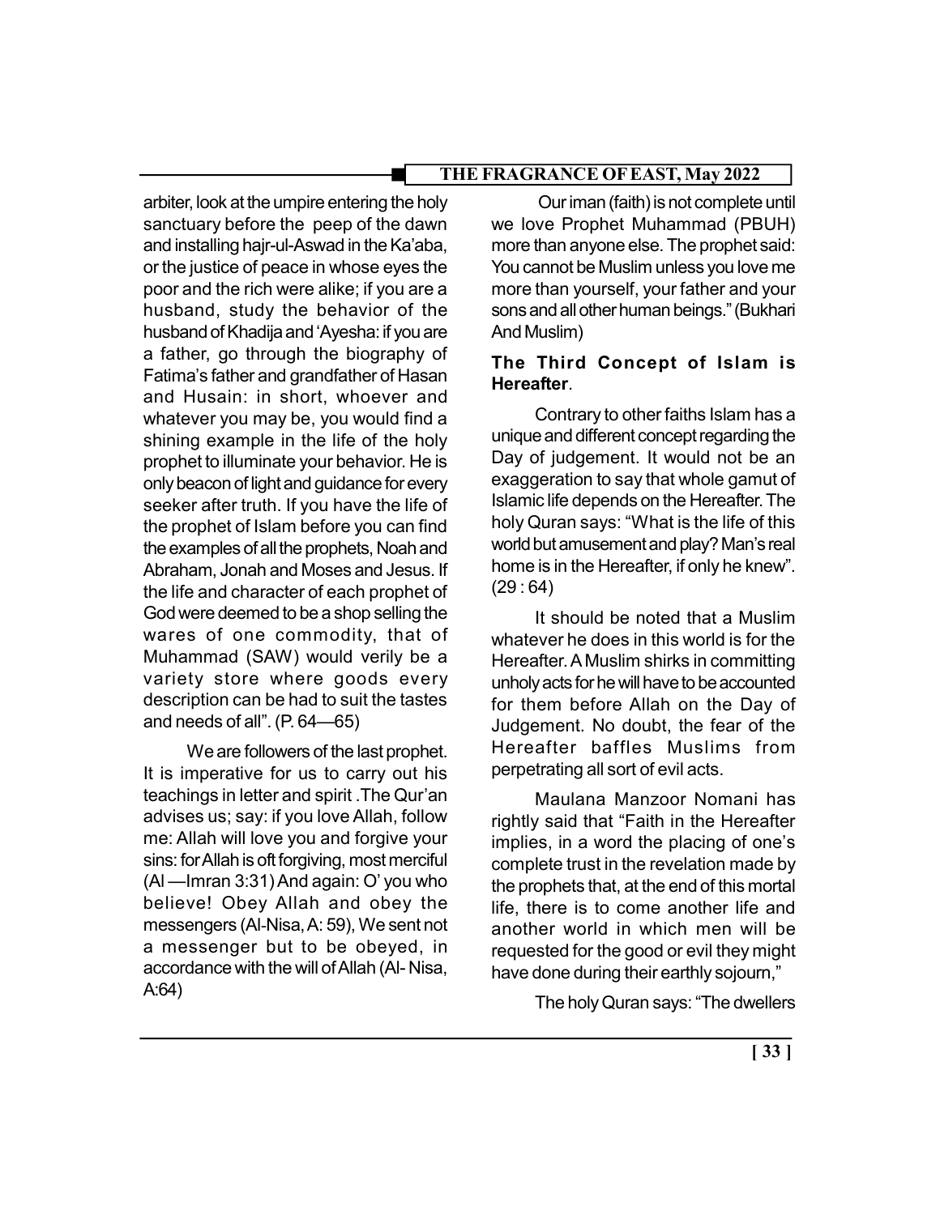arbiter, look at the umpire entering the holy sanctuary before the peep of the dawn and installing hajr-ul-Aswad in the Ka'aba, or the justice of peace in whose eyes the poor and the rich were alike; if you are a husband, study the behavior of the husband of Khadija and 'Ayesha: if you are a father, go through the biography of Fatima's father and grandfather of Hasan and Husain: in short, whoever and whatever you may be, you would find a shining example in the life of the holy prophet to illuminate your behavior. He is only beacon of light and guidance for every seeker after truth. If you have the life of the prophet of Islam before you can find the examples of all the prophets, Noah and Abraham, Jonah and Moses and Jesus. If the life and character of each prophet of God were deemed to be a shop selling the wares of one commodity, that of Muhammad (SAW) would verily be a variety store where goods every description can be had to suit the tastes and needs of all". (P. 64—65)

We are followers of the last prophet. It is imperative for us to carry out his teachings in letter and spirit .The Qur'an advises us; say: if you love Allah, follow me: Allah will love you and forgive your sins: for Allah is oft forgiving, most merciful (Al —Imran 3:31) And again: O' you who believe! Obey Allah and obey the messengers (Al-Nisa, A: 59), We sent not a messenger but to be obeyed, in accordance with the will of Allah (Al- Nisa, A:64)

Our iman (faith) is not complete until we love Prophet Muhammad (PBUH) more than anyone else. The prophet said: You cannot be Muslim unless you love me more than yourself, your father and your sons and all other human beings." (Bukhari And Muslim)

**The Third Concept of Islam is Hereafter**.

Contrary to other faiths Islam has a unique and different concept regarding the Day of judgement. It would not be an exaggeration to say that whole gamut of Islamic life depends on the Hereafter. The holy Quran says: "What is the life of this world but amusement and play? Man's real home is in the Hereafter, if only he knew". (29 : 64)

It should be noted that a Muslim whatever he does in this world is for the Hereafter. A Muslim shirks in committing unholy acts for he will have to be accounted for them before Allah on the Day of Judgement. No doubt, the fear of the Hereafter baffles Muslims from perpetrating all sort of evil acts.

Maulana Manzoor Nomani has rightly said that "Faith in the Hereafter implies, in a word the placing of one's complete trust in the revelation made by the prophets that, at the end of this mortal life, there is to come another life and another world in which men will be requested for the good or evil they might have done during their earthly sojourn,"

The holy Quran says: "The dwellers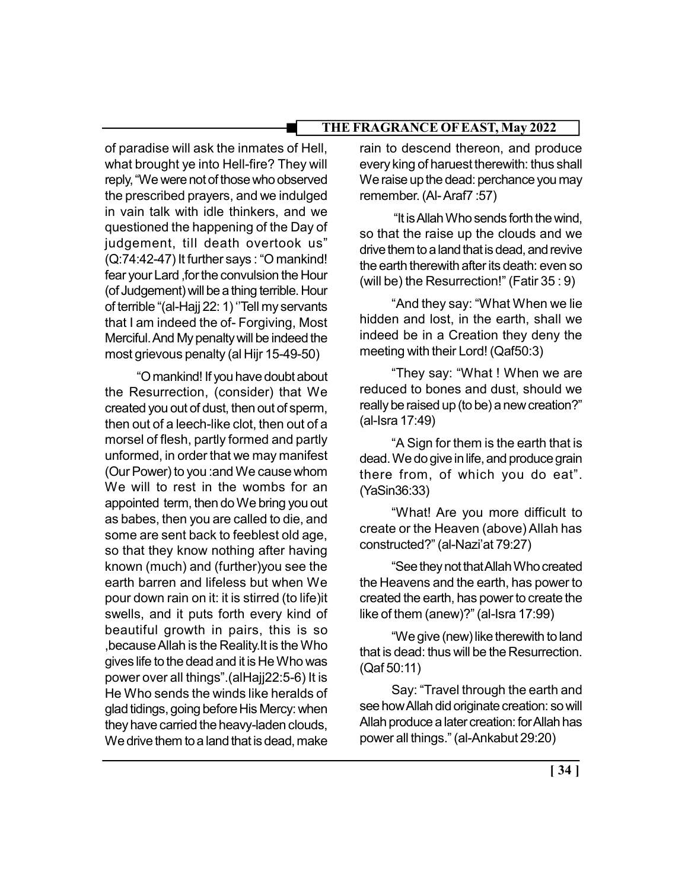of paradise will ask the inmates of Hell, what brought ye into Hell-fire? They will reply, "We were not of those who observed the prescribed prayers, and we indulged in vain talk with idle thinkers, and we questioned the happening of the Day of judgement, till death overtook us" (Q:74:42-47) It further says : "O mankind! fear your Lard ,for the convulsion the Hour (of Judgement) will be a thing terrible. Hour of terrible "(al-Hajj 22: 1) ''Tell my servants that I am indeed the of- Forgiving, Most Merciful. And My penalty will be indeed the most grievous penalty (al Hijr 15-49-50)

"O mankind! If you have doubt about the Resurrection, (consider) that We created you out of dust, then out of sperm, then out of a leech-like clot, then out of a morsel of flesh, partly formed and partly unformed, in order that we may manifest (Our Power) to you :and We cause whom We will to rest in the wombs for an appointed term, then do We bring you out as babes, then you are called to die, and some are sent back to feeblest old age, so that they know nothing after having known (much) and (further)you see the earth barren and lifeless but when We pour down rain on it: it is stirred (to life)it swells, and it puts forth every kind of beautiful growth in pairs, this is so ,because Allah is the Reality.It is the Who gives life to the dead and it is He Who was power over all things".(alHajj22:5-6) It is He Who sends the winds like heralds of glad tidings, going before His Mercy: when they have carried the heavy-laden clouds, We drive them to a land that is dead, make rain to descend thereon, and produce every king of haruest therewith: thus shall We raise up the dead: perchance you may remember. (Al- Araf7 :57)

"It is Allah Who sends forth the wind, so that the raise up the clouds and we drive them to a land that is dead, and revive the earth therewith after its death: even so (will be) the Resurrection!" (Fatir 35 : 9)

"And they say: "What When we lie hidden and lost, in the earth, shall we indeed be in a Creation they deny the meeting with their Lord! (Qaf50:3)

"They say: "What ! When we are reduced to bones and dust, should we really be raised up (to be) a new creation?" (al-Isra 17:49)

"A Sign for them is the earth that is dead. We do give in life, and produce grain there from, of which you do eat". (YaSin36:33)

"What! Are you more difficult to create or the Heaven (above) Allah has constructed?" (al-Nazi'at 79:27)

"See they not that Allah Who created the Heavens and the earth, has power to created the earth, has power to create the like of them (anew)?" (al-Isra 17:99)

"We give (new) like therewith to land that is dead: thus will be the Resurrection. (Qaf 50:11)

Say: "Travel through the earth and see how Allah did originate creation: so will Allah produce a later creation: for Allah has power all things." (al-Ankabut 29:20)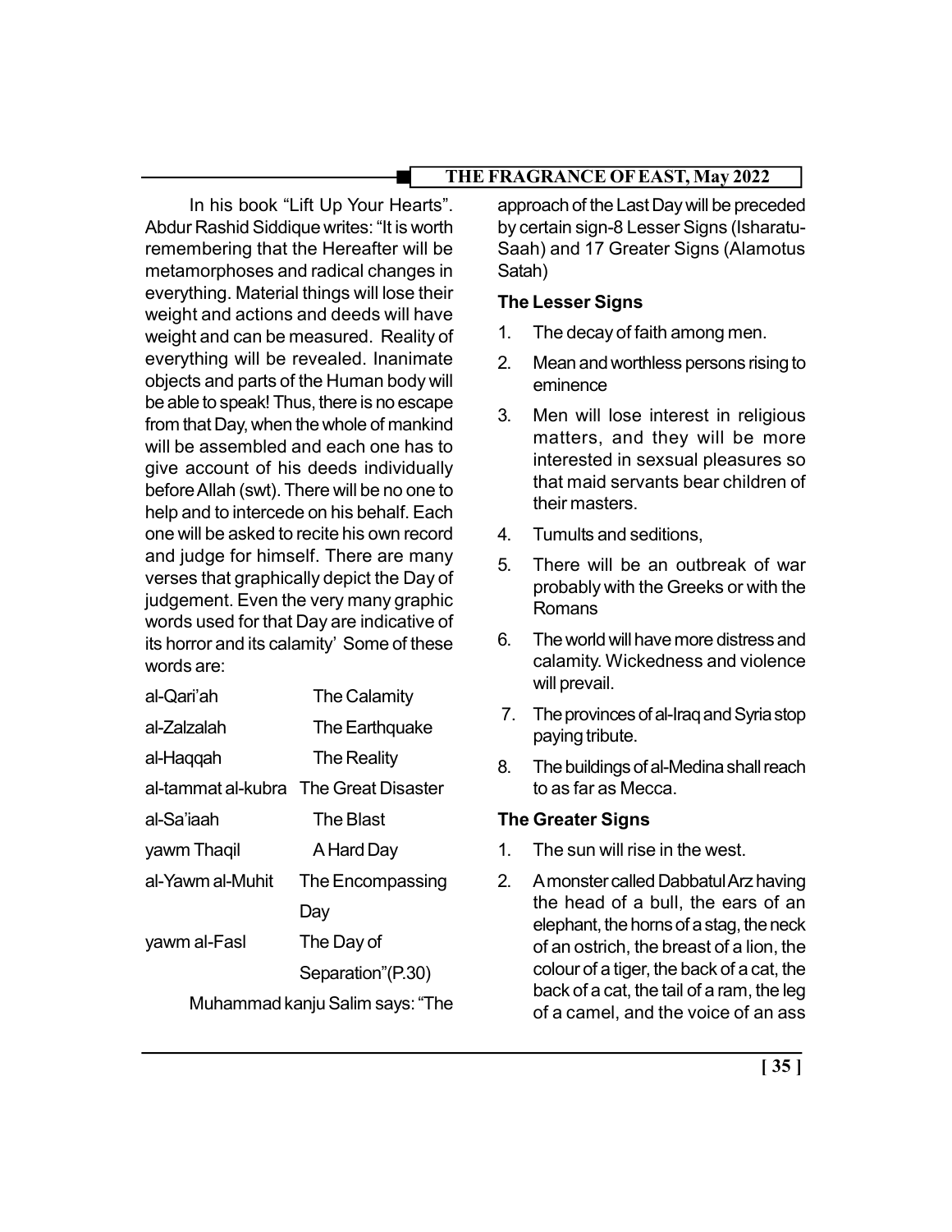In his book "Lift Up Your Hearts". Abdur Rashid Siddique writes: "It is worth remembering that the Hereafter will be metamorphoses and radical changes in everything. Material things will lose their weight and actions and deeds will have weight and can be measured. Reality of everything will be revealed. Inanimate objects and parts of the Human body will be able to speak! Thus, there is no escape from that Day, when the whole of mankind will be assembled and each one has to give account of his deeds individually before Allah (swt). There will be no one to help and to intercede on his behalf. Each one will be asked to recite his own record and judge for himself. There are many verses that graphically depict the Day of judgement. Even the very many graphic words used for that Day are indicative of its horror and its calamity' Some of these words are:

| | |
|---|---|
| al-Qari'ah | The Calamity |
| al-Zalzalah | The Earthquake |
| al-Haqqah | The Reality |
| al-tammat al-kubra | The Great Disaster |
| al-Sa'iaah | The Blast |
| yawm Thaqil | A Hard Day |
| al-Yawm al-Muhit | The Encompassing Day |
| yawm al-Fasl | The Day of Separation"(P.30) |

Muhammad kanju Salim says: "The approach of the Last Day will be preceded by certain sign-8 Lesser Signs (Isharatu-Saah) and 17 Greater Signs (Alamotus Satah)

**The Lesser Signs**

1. The decay of faith among men.
2. Mean and worthless persons rising to eminence
3. Men will lose interest in religious matters, and they will be more interested in sexsual pleasures so that maid servants bear children of their masters.
4. Tumults and seditions,
5. There will be an outbreak of war probably with the Greeks or with the Romans
6. The world will have more distress and calamity. Wickedness and violence will prevail.
7. The provinces of al-Iraq and Syria stop paying tribute.
8. The buildings of al-Medina shall reach to as far as Mecca.

**The Greater Signs**

1. The sun will rise in the west.
2. A monster called Dabbatul Arz having the head of a bull, the ears of an elephant, the horns of a stag, the neck of an ostrich, the breast of a lion, the colour of a tiger, the back of a cat, the back of a cat, the tail of a ram, the leg of a camel, and the voice of an ass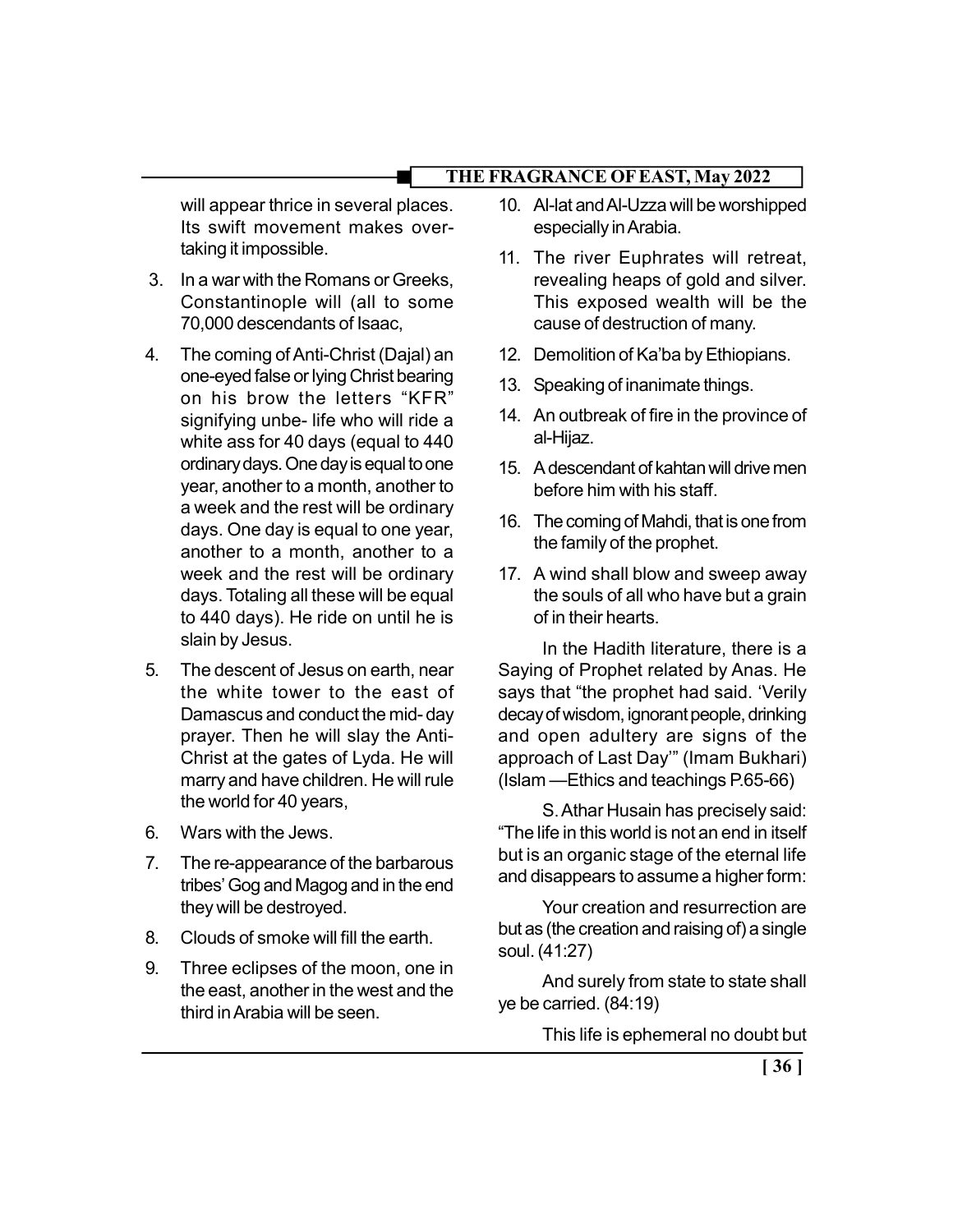will appear thrice in several places. Its swift movement makes overtaking it impossible.

3. In a war with the Romans or Greeks, Constantinople will (all to some 70,000 descendants of Isaac,
4. The coming of Anti-Christ (Dajal) an one-eyed false or lying Christ bearing on his brow the letters "KFR" signifying unbe- life who will ride a white ass for 40 days (equal to 440 ordinary days. One day is equal to one year, another to a month, another to a week and the rest will be ordinary days. One day is equal to one year, another to a month, another to a week and the rest will be ordinary days. Totaling all these will be equal to 440 days). He ride on until he is slain by Jesus.
5. The descent of Jesus on earth, near the white tower to the east of Damascus and conduct the mid- day prayer. Then he will slay the Anti-Christ at the gates of Lyda. He will marry and have children. He will rule the world for 40 years,
6. Wars with the Jews.
7. The re-appearance of the barbarous tribes' Gog and Magog and in the end they will be destroyed.
8. Clouds of smoke will fill the earth.
9. Three eclipses of the moon, one in the east, another in the west and the third in Arabia will be seen.
10. Al-lat and Al-Uzza will be worshipped especially in Arabia.
11. The river Euphrates will retreat, revealing heaps of gold and silver. This exposed wealth will be the cause of destruction of many.
12. Demolition of Ka'ba by Ethiopians.
13. Speaking of inanimate things.
14. An outbreak of fire in the province of al-Hijaz.
15. A descendant of kahtan will drive men before him with his staff.
16. The coming of Mahdi, that is one from the family of the prophet.
17. A wind shall blow and sweep away the souls of all who have but a grain of in their hearts.

In the Hadith literature, there is a Saying of Prophet related by Anas. He says that "the prophet had said. 'Verily decay of wisdom, ignorant people, drinking and open adultery are signs of the approach of Last Day'" (Imam Bukhari) (Islam —Ethics and teachings P.65-66)

S. Athar Husain has precisely said: "The life in this world is not an end in itself but is an organic stage of the eternal life and disappears to assume a higher form:

Your creation and resurrection are but as (the creation and raising of) a single soul. (41:27)

And surely from state to state shall ye be carried. (84:19)

This life is ephemeral no doubt but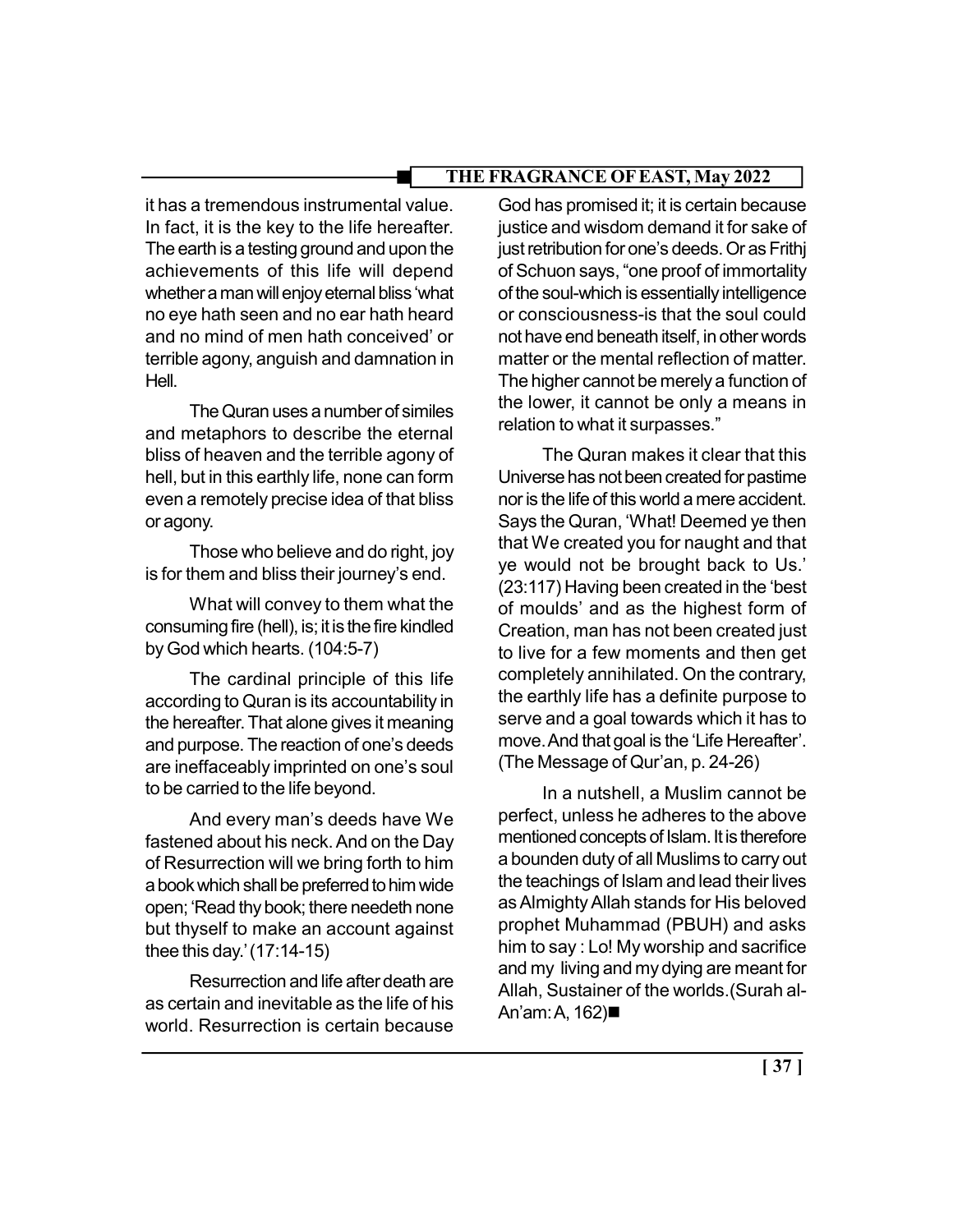it has a tremendous instrumental value. In fact, it is the key to the life hereafter. The earth is a testing ground and upon the achievements of this life will depend whether a man will enjoy eternal bliss 'what no eye hath seen and no ear hath heard and no mind of men hath conceived' or terrible agony, anguish and damnation in Hell.

The Quran uses a number of similes and metaphors to describe the eternal bliss of heaven and the terrible agony of hell, but in this earthly life, none can form even a remotely precise idea of that bliss or agony.

Those who believe and do right, joy is for them and bliss their journey's end.

What will convey to them what the consuming fire (hell), is; it is the fire kindled by God which hearts. (104:5-7)

The cardinal principle of this life according to Quran is its accountability in the hereafter. That alone gives it meaning and purpose. The reaction of one's deeds are ineffaceably imprinted on one's soul to be carried to the life beyond.

And every man's deeds have We fastened about his neck. And on the Day of Resurrection will we bring forth to him a book which shall be preferred to him wide open; 'Read thy book; there needeth none but thyself to make an account against thee this day.' (17:14-15)

Resurrection and life after death are as certain and inevitable as the life of his world. Resurrection is certain because God has promised it; it is certain because justice and wisdom demand it for sake of just retribution for one's deeds. Or as Frithj of Schuon says, "one proof of immortality of the soul-which is essentially intelligence or consciousness-is that the soul could not have end beneath itself, in other words matter or the mental reflection of matter. The higher cannot be merely a function of the lower, it cannot be only a means in relation to what it surpasses."

The Quran makes it clear that this Universe has not been created for pastime nor is the life of this world a mere accident. Says the Quran, 'What! Deemed ye then that We created you for naught and that ye would not be brought back to Us.' (23:117) Having been created in the 'best of moulds' and as the highest form of Creation, man has not been created just to live for a few moments and then get completely annihilated. On the contrary, the earthly life has a definite purpose to serve and a goal towards which it has to move. And that goal is the 'Life Hereafter'. (The Message of Qur'an, p. 24-26)

In a nutshell, a Muslim cannot be perfect, unless he adheres to the above mentioned concepts of Islam. It is therefore a bounden duty of all Muslims to carry out the teachings of Islam and lead their lives as Almighty Allah stands for His beloved prophet Muhammad (PBUH) and asks him to say : Lo! My worship and sacrifice and my living and my dying are meant for Allah, Sustainer of the worlds.(Surah al-An'am: A, 162)■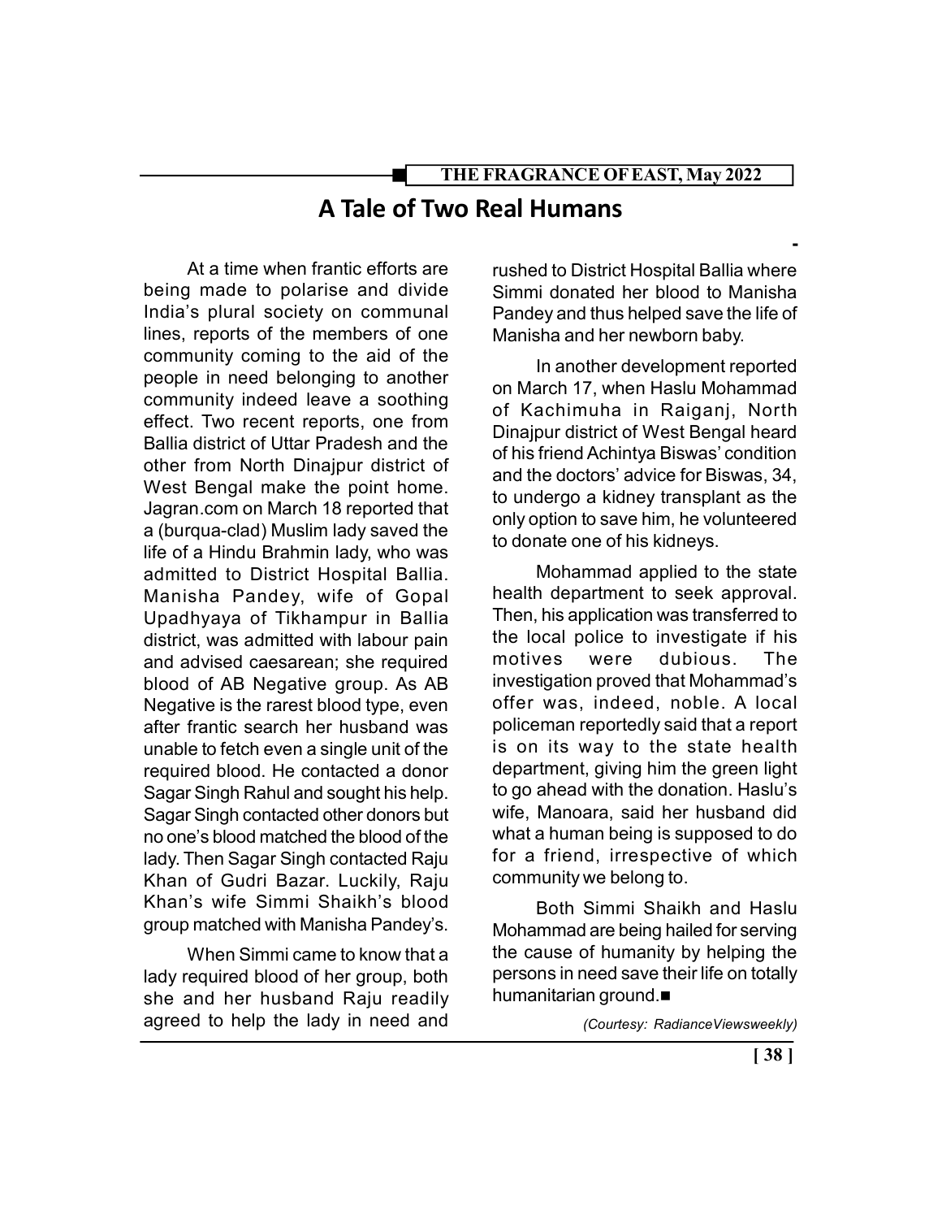# A Tale of Two Real Humans

At a time when frantic efforts are being made to polarise and divide India's plural society on communal lines, reports of the members of one community coming to the aid of the people in need belonging to another community indeed leave a soothing effect. Two recent reports, one from Ballia district of Uttar Pradesh and the other from North Dinajpur district of West Bengal make the point home. Jagran.com on March 18 reported that a (burqua-clad) Muslim lady saved the life of a Hindu Brahmin lady, who was admitted to District Hospital Ballia. Manisha Pandey, wife of Gopal Upadhyaya of Tikhampur in Ballia district, was admitted with labour pain and advised caesarean; she required blood of AB Negative group. As AB Negative is the rarest blood type, even after frantic search her husband was unable to fetch even a single unit of the required blood. He contacted a donor Sagar Singh Rahul and sought his help. Sagar Singh contacted other donors but no one's blood matched the blood of the lady. Then Sagar Singh contacted Raju Khan of Gudri Bazar. Luckily, Raju Khan's wife Simmi Shaikh's blood group matched with Manisha Pandey's.

When Simmi came to know that a lady required blood of her group, both she and her husband Raju readily agreed to help the lady in need and rushed to District Hospital Ballia where Simmi donated her blood to Manisha Pandey and thus helped save the life of Manisha and her newborn baby.

In another development reported on March 17, when Haslu Mohammad of Kachimuha in Raiganj, North Dinajpur district of West Bengal heard of his friend Achintya Biswas' condition and the doctors' advice for Biswas, 34, to undergo a kidney transplant as the only option to save him, he volunteered to donate one of his kidneys.

Mohammad applied to the state health department to seek approval. Then, his application was transferred to the local police to investigate if his motives were dubious. The investigation proved that Mohammad's offer was, indeed, noble. A local policeman reportedly said that a report is on its way to the state health department, giving him the green light to go ahead with the donation. Haslu's wife, Manoara, said her husband did what a human being is supposed to do for a friend, irrespective of which community we belong to.

Both Simmi Shaikh and Haslu Mohammad are being hailed for serving the cause of humanity by helping the persons in need save their life on totally humanitarian ground.■

*(Courtesy: RadianceViewsweekly)*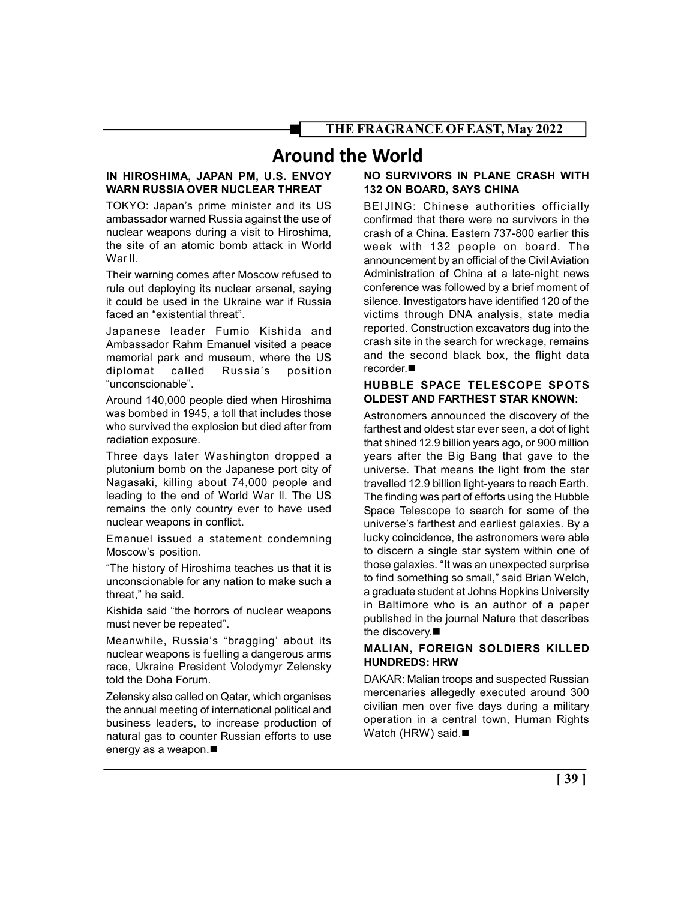# Around the World

### IN HIROSHIMA, JAPAN PM, U.S. ENVOY WARN RUSSIA OVER NUCLEAR THREAT

TOKYO: Japan's prime minister and its US ambassador warned Russia against the use of nuclear weapons during a visit to Hiroshima, the site of an atomic bomb attack in World War II.

Their warning comes after Moscow refused to rule out deploying its nuclear arsenal, saying it could be used in the Ukraine war if Russia faced an "existential threat".

Japanese leader Fumio Kishida and Ambassador Rahm Emanuel visited a peace memorial park and museum, where the US diplomat called Russia's position "unconscionable".

Around 140,000 people died when Hiroshima was bombed in 1945, a toll that includes those who survived the explosion but died after from radiation exposure.

Three days later Washington dropped a plutonium bomb on the Japanese port city of Nagasaki, killing about 74,000 people and leading to the end of World War II. The US remains the only country ever to have used nuclear weapons in conflict.

Emanuel issued a statement condemning Moscow's position.

"The history of Hiroshima teaches us that it is unconscionable for any nation to make such a threat," he said.

Kishida said "the horrors of nuclear weapons must never be repeated".

Meanwhile, Russia's "bragging' about its nuclear weapons is fuelling a dangerous arms race, Ukraine President Volodymyr Zelensky told the Doha Forum.

Zelensky also called on Qatar, which organises the annual meeting of international political and business leaders, to increase production of natural gas to counter Russian efforts to use energy as a weapon.■

### NO SURVIVORS IN PLANE CRASH WITH 132 ON BOARD, SAYS CHINA

BEIJING: Chinese authorities officially confirmed that there were no survivors in the crash of a China. Eastern 737-800 earlier this week with 132 people on board. The announcement by an official of the Civil Aviation Administration of China at a late-night news conference was followed by a brief moment of silence. Investigators have identified 120 of the victims through DNA analysis, state media reported. Construction excavators dug into the crash site in the search for wreckage, remains and the second black box, the flight data recorder.■

### HUBBLE SPACE TELESCOPE SPOTS OLDEST AND FARTHEST STAR KNOWN:

Astronomers announced the discovery of the farthest and oldest star ever seen, a dot of light that shined 12.9 billion years ago, or 900 million years after the Big Bang that gave to the universe. That means the light from the star travelled 12.9 billion light-years to reach Earth. The finding was part of efforts using the Hubble Space Telescope to search for some of the universe's farthest and earliest galaxies. By a lucky coincidence, the astronomers were able to discern a single star system within one of those galaxies. "It was an unexpected surprise to find something so small," said Brian Welch, a graduate student at Johns Hopkins University in Baltimore who is an author of a paper published in the journal Nature that describes the discovery.■

### MALIAN, FOREIGN SOLDIERS KILLED HUNDREDS: HRW

DAKAR: Malian troops and suspected Russian mercenaries allegedly executed around 300 civilian men over five days during a military operation in a central town, Human Rights Watch (HRW) said.■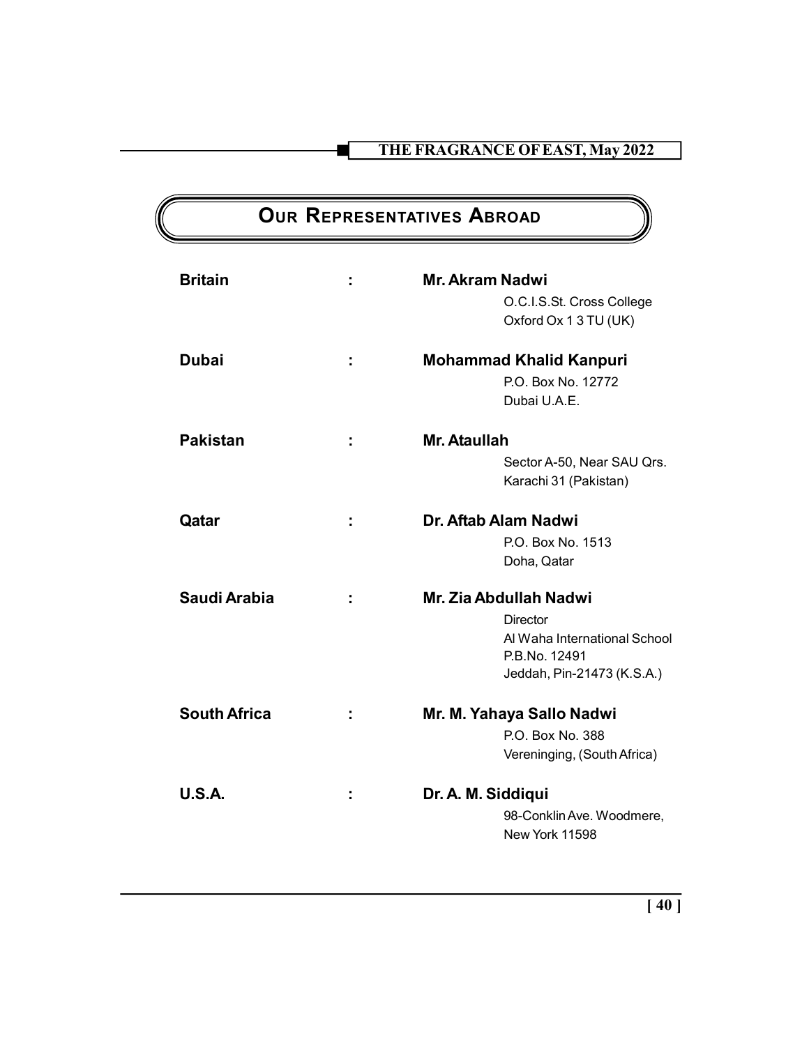# Our Representatives Abroad

**Britain** : **Mr. Akram Nadwi**
O.C.I.S.St. Cross College
Oxford Ox 1 3 TU (UK)

**Dubai** : **Mohammad Khalid Kanpuri**
P.O. Box No. 12772
Dubai U.A.E.

**Pakistan** : **Mr. Ataullah**
Sector A-50, Near SAU Qrs.
Karachi 31 (Pakistan)

**Qatar** : **Dr. Aftab Alam Nadwi**
P.O. Box No. 1513
Doha, Qatar

**Saudi Arabia** : **Mr. Zia Abdullah Nadwi**
Director
Al Waha International School
P.B.No. 12491
Jeddah, Pin-21473 (K.S.A.)

**South Africa** : **Mr. M. Yahaya Sallo Nadwi**
P.O. Box No. 388
Vereninging, (South Africa)

**U.S.A.** : **Dr. A. M. Siddiqui**
98-Conklin Ave. Woodmere,
New York 11598